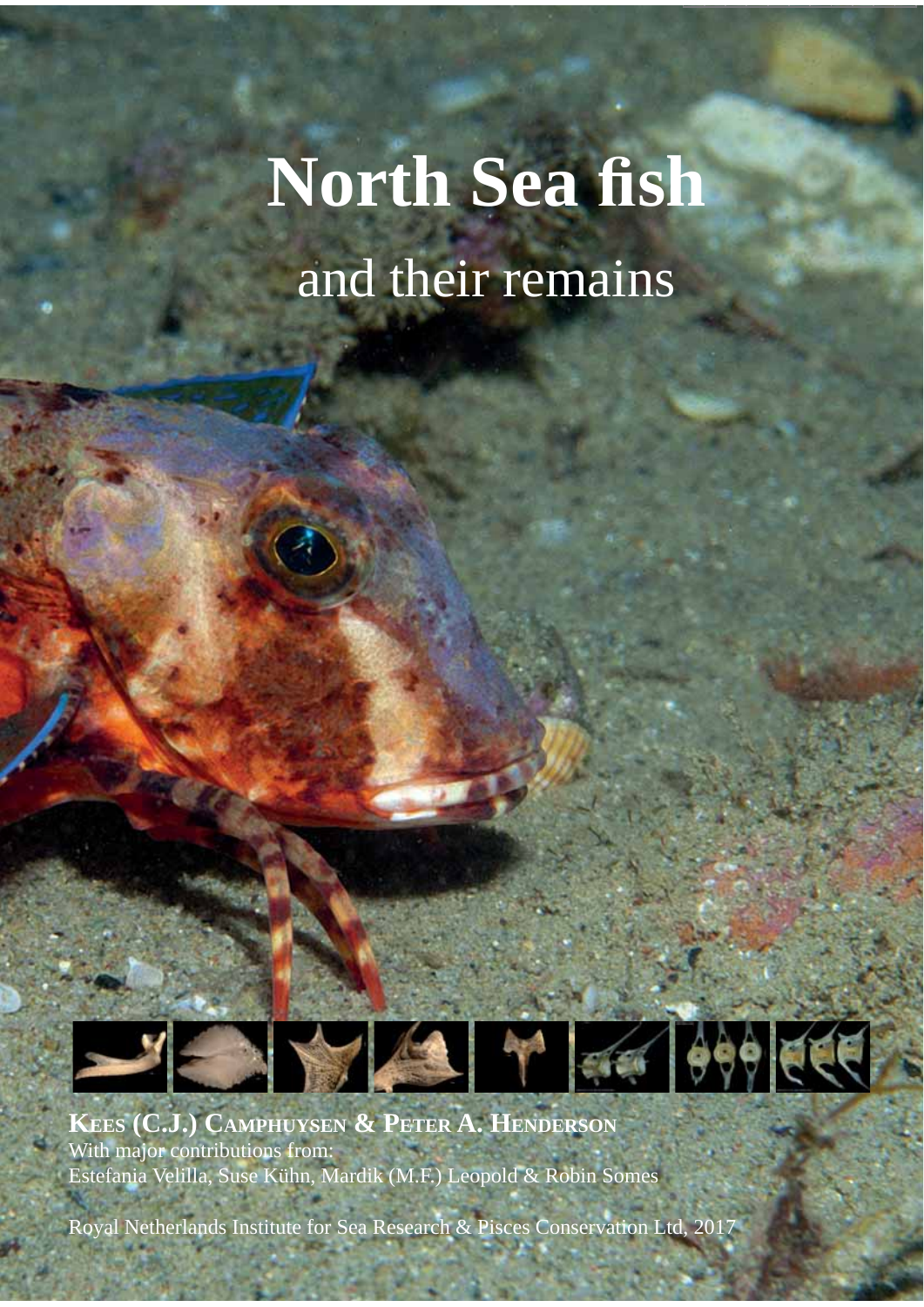# North Sea fish

## and their remains

**KEES (C.J.) CAMPHUYSEN & PETER A. HENDERSON**

With major contributions from:
Estefania Velilla, Suse Kühn, Mardik (M.F.) Leopold & Robin Somes

Royal Netherlands Institute for Sea Research & Pisces Conservation Ltd, 2017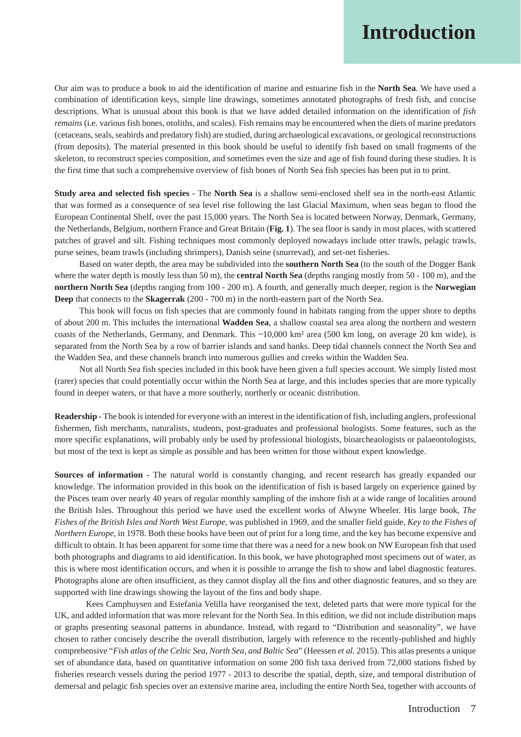# Introduction

Our aim was to produce a book to aid the identification of marine and estuarine fish in the **North Sea**. We have used a combination of identification keys, simple line drawings, sometimes annotated photographs of fresh fish, and concise descriptions. What is unusual about this book is that we have added detailed information on the identification of *fish remains* (i.e. various fish bones, otoliths, and scales). Fish remains may be encountered when the diets of marine predators (cetaceans, seals, seabirds and predatory fish) are studied, during archaeological excavations, or geological reconstructions (from deposits). The material presented in this book should be useful to identify fish based on small fragments of the skeleton, to reconstruct species composition, and sometimes even the size and age of fish found during these studies. It is the first time that such a comprehensive overview of fish bones of North Sea fish species has been put in to print.

**Study area and selected fish species** - The **North Sea** is a shallow semi-enclosed shelf sea in the north-east Atlantic that was formed as a consequence of sea level rise following the last Glacial Maximum, when seas began to flood the European Continental Shelf, over the past 15,000 years. The North Sea is located between Norway, Denmark, Germany, the Netherlands, Belgium, northern France and Great Britain (**Fig. 1**). The sea floor is sandy in most places, with scattered patches of gravel and silt. Fishing techniques most commonly deployed nowadays include otter trawls, pelagic trawls, purse seines, beam trawls (including shrimpers), Danish seine (snurrevad), and set-net fisheries.

Based on water depth, the area may be subdivided into the **southern North Sea** (to the south of the Dogger Bank where the water depth is mostly less than 50 m), the **central North Sea** (depths ranging mostly from 50 - 100 m), and the **northern North Sea** (depths ranging from 100 - 200 m). A fourth, and generally much deeper, region is the **Norwegian Deep** that connects to the **Skagerrak** (200 - 700 m) in the north-eastern part of the North Sea.

This book will focus on fish species that are commonly found in habitats ranging from the upper shore to depths of about 200 m. This includes the international **Wadden Sea**, a shallow coastal sea area along the northern and western coasts of the Netherlands, Germany, and Denmark. This ~10,000 km² area (500 km long, on average 20 km wide), is separated from the North Sea by a row of barrier islands and sand banks. Deep tidal channels connect the North Sea and the Wadden Sea, and these channels branch into numerous gullies and creeks within the Wadden Sea.

Not all North Sea fish species included in this book have been given a full species account. We simply listed most (rarer) species that could potentially occur within the North Sea at large, and this includes species that are more typically found in deeper waters, or that have a more southerly, northerly or oceanic distribution.

**Readership** - The book is intended for everyone with an interest in the identification of fish, including anglers, professional fishermen, fish merchants, naturalists, students, post-graduates and professional biologists. Some features, such as the more specific explanations, will probably only be used by professional biologists, bioarcheaologists or palaeontologists, but most of the text is kept as simple as possible and has been written for those without expert knowledge.

**Sources of information** - The natural world is constantly changing, and recent research has greatly expanded our knowledge. The information provided in this book on the identification of fish is based largely on experience gained by the Pisces team over nearly 40 years of regular monthly sampling of the inshore fish at a wide range of localities around the British Isles. Throughout this period we have used the excellent works of Alwyne Wheeler. His large book, *The Fishes of the British Isles and North West Europe*, was published in 1969, and the smaller field guide, *Key to the Fishes of Northern Europe*, in 1978. Both these books have been out of print for a long time, and the key has become expensive and difficult to obtain. It has been apparent for some time that there was a need for a new book on NW European fish that used both photographs and diagrams to aid identification. In this book, we have photographed most specimens out of water, as this is where most identification occurs, and when it is possible to arrange the fish to show and label diagnostic features. Photographs alone are often insufficient, as they cannot display all the fins and other diagnostic features, and so they are supported with line drawings showing the layout of the fins and body shape.

Kees Camphuysen and Estefania Velilla have reorganised the text, deleted parts that were more typical for the UK, and added information that was more relevant for the North Sea. In this edition, we did not include distribution maps or graphs presenting seasonal patterns in abundance. Instead, with regard to "Distribution and seasonality", we have chosen to rather concisely describe the overall distribution, largely with reference to the recently-published and highly comprehensive "*Fish atlas of the Celtic Sea, North Sea, and Baltic Sea*" (Heessen *et al.* 2015). This atlas presents a unique set of abundance data, based on quantitative information on some 200 fish taxa derived from 72,000 stations fished by fisheries research vessels during the period 1977 - 2013 to describe the spatial, depth, size, and temporal distribution of demersal and pelagic fish species over an extensive marine area, including the entire North Sea, together with accounts of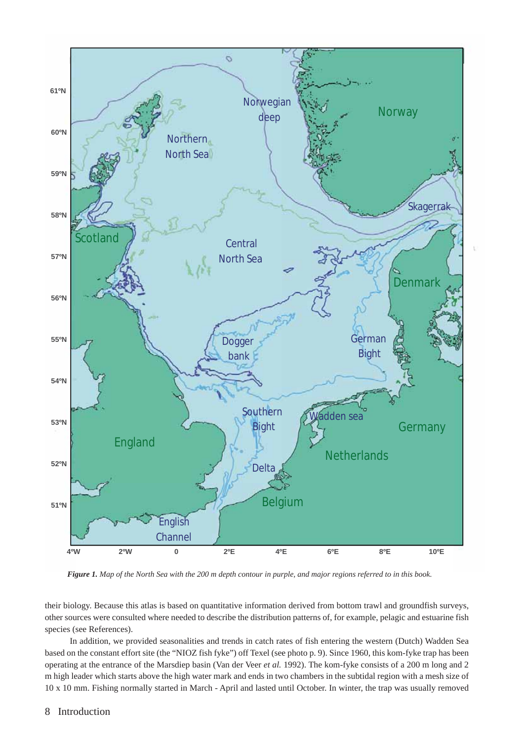*Figure 1. Map of the North Sea with the 200 m depth contour in purple, and major regions referred to in this book.*

their biology. Because this atlas is based on quantitative information derived from bottom trawl and groundfish surveys, other sources were consulted where needed to describe the distribution patterns of, for example, pelagic and estuarine fish species (see References).

In addition, we provided seasonalities and trends in catch rates of fish entering the western (Dutch) Wadden Sea based on the constant effort site (the "NIOZ fish fyke") off Texel (see photo p. 9). Since 1960, this kom-fyke trap has been operating at the entrance of the Marsdiep basin (Van der Veer *et al.* 1992). The kom-fyke consists of a 200 m long and 2 m high leader which starts above the high water mark and ends in two chambers in the subtidal region with a mesh size of 10 x 10 mm. Fishing normally started in March - April and lasted until October. In winter, the trap was usually removed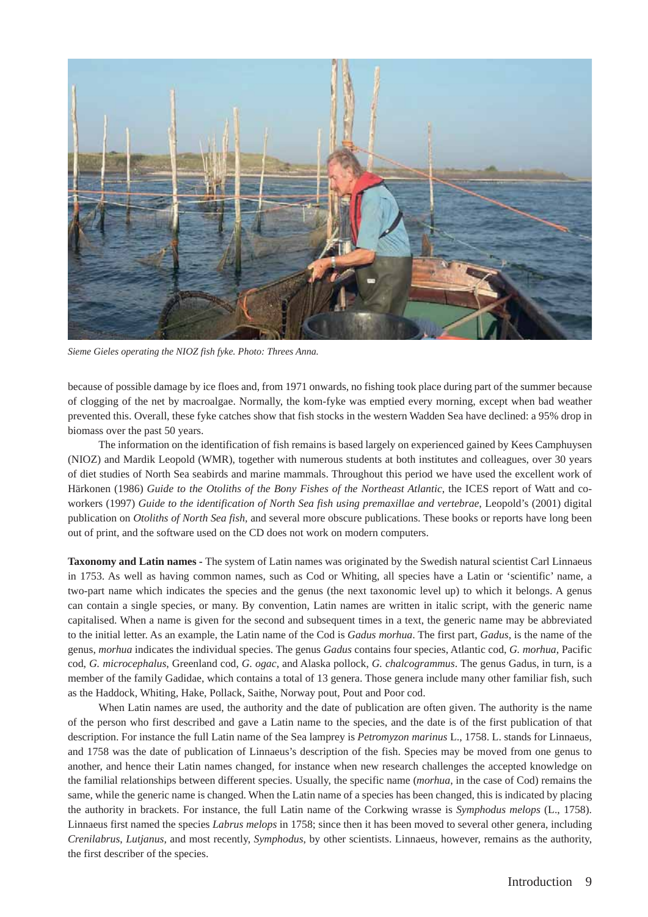*Sieme Gieles operating the NIOZ fish fyke. Photo: Threes Anna.*

because of possible damage by ice floes and, from 1971 onwards, no fishing took place during part of the summer because of clogging of the net by macroalgae. Normally, the kom-fyke was emptied every morning, except when bad weather prevented this. Overall, these fyke catches show that fish stocks in the western Wadden Sea have declined: a 95% drop in biomass over the past 50 years.

The information on the identification of fish remains is based largely on experienced gained by Kees Camphuysen (NIOZ) and Mardik Leopold (WMR), together with numerous students at both institutes and colleagues, over 30 years of diet studies of North Sea seabirds and marine mammals. Throughout this period we have used the excellent work of Härkonen (1986) *Guide to the Otoliths of the Bony Fishes of the Northeast Atlantic*, the ICES report of Watt and co-workers (1997) *Guide to the identification of North Sea fish using premaxillae and vertebrae*, Leopold's (2001) digital publication on *Otoliths of North Sea fish*, and several more obscure publications. These books or reports have long been out of print, and the software used on the CD does not work on modern computers.

**Taxonomy and Latin names -** The system of Latin names was originated by the Swedish natural scientist Carl Linnaeus in 1753. As well as having common names, such as Cod or Whiting, all species have a Latin or 'scientific' name, a two-part name which indicates the species and the genus (the next taxonomic level up) to which it belongs. A genus can contain a single species, or many. By convention, Latin names are written in italic script, with the generic name capitalised. When a name is given for the second and subsequent times in a text, the generic name may be abbreviated to the initial letter. As an example, the Latin name of the Cod is *Gadus morhua*. The first part, *Gadus*, is the name of the genus, *morhua* indicates the individual species. The genus *Gadus* contains four species, Atlantic cod, *G. morhua*, Pacific cod, *G. microcephalus*, Greenland cod, *G. ogac*, and Alaska pollock, *G. chalcogrammus*. The genus Gadus, in turn, is a member of the family Gadidae, which contains a total of 13 genera. Those genera include many other familiar fish, such as the Haddock, Whiting, Hake, Pollack, Saithe, Norway pout, Pout and Poor cod.

When Latin names are used, the authority and the date of publication are often given. The authority is the name of the person who first described and gave a Latin name to the species, and the date is of the first publication of that description. For instance the full Latin name of the Sea lamprey is *Petromyzon marinus* L., 1758. L. stands for Linnaeus, and 1758 was the date of publication of Linnaeus's description of the fish. Species may be moved from one genus to another, and hence their Latin names changed, for instance when new research challenges the accepted knowledge on the familial relationships between different species. Usually, the specific name (*morhua*, in the case of Cod) remains the same, while the generic name is changed. When the Latin name of a species has been changed, this is indicated by placing the authority in brackets. For instance, the full Latin name of the Corkwing wrasse is *Symphodus melops* (L., 1758). Linnaeus first named the species *Labrus melops* in 1758; since then it has been moved to several other genera, including *Crenilabrus*, *Lutjanus*, and most recently, *Symphodus*, by other scientists. Linnaeus, however, remains as the authority, the first describer of the species.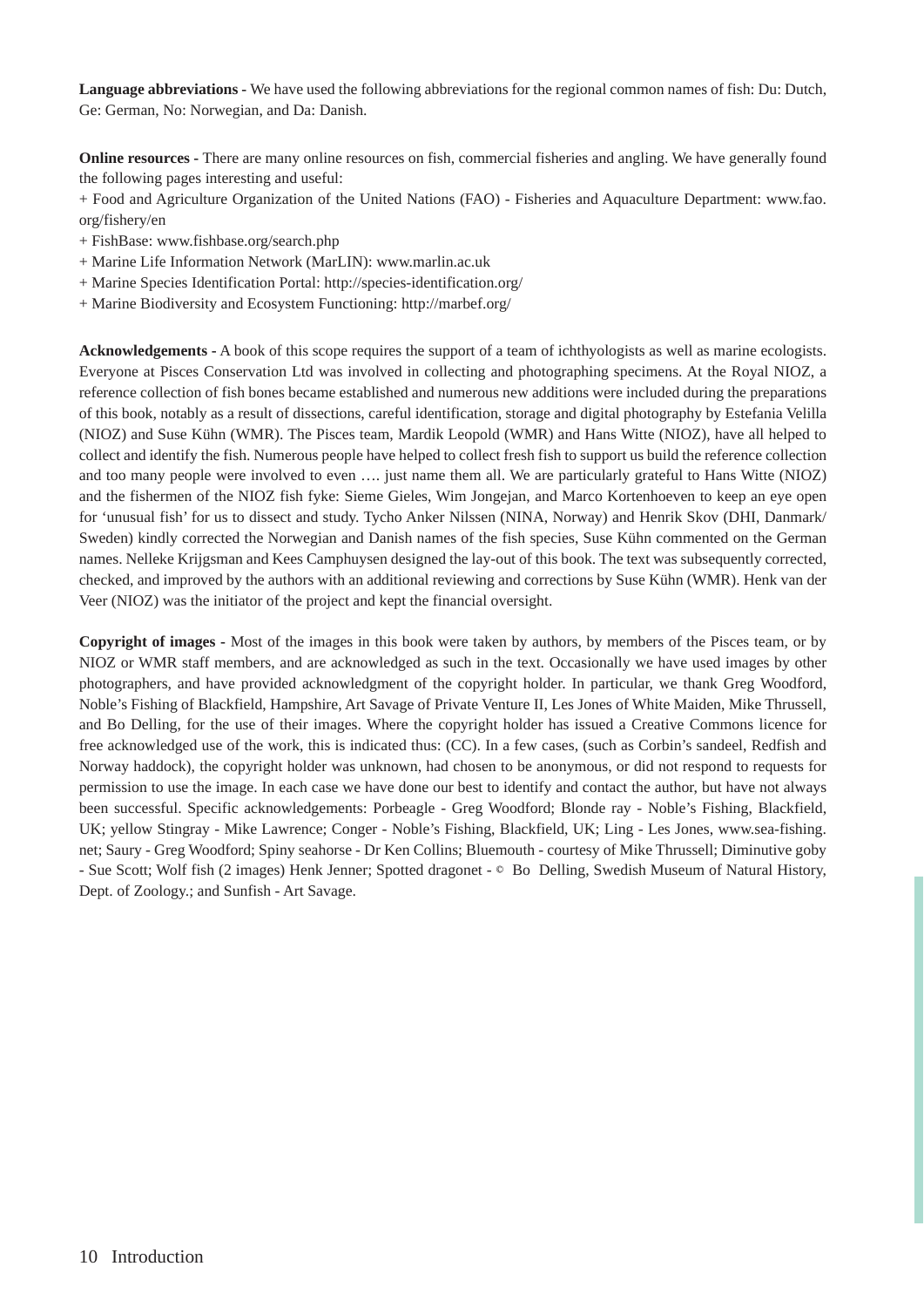**Language abbreviations -** We have used the following abbreviations for the regional common names of fish: Du: Dutch, Ge: German, No: Norwegian, and Da: Danish.

**Online resources -** There are many online resources on fish, commercial fisheries and angling. We have generally found the following pages interesting and useful:

+ Food and Agriculture Organization of the United Nations (FAO) - Fisheries and Aquaculture Department: www.fao.org/fishery/en
+ FishBase: www.fishbase.org/search.php
+ Marine Life Information Network (MarLIN): www.marlin.ac.uk
+ Marine Species Identification Portal: http://species-identification.org/
+ Marine Biodiversity and Ecosystem Functioning: http://marbef.org/

**Acknowledgements -** A book of this scope requires the support of a team of ichthyologists as well as marine ecologists. Everyone at Pisces Conservation Ltd was involved in collecting and photographing specimens. At the Royal NIOZ, a reference collection of fish bones became established and numerous new additions were included during the preparations of this book, notably as a result of dissections, careful identification, storage and digital photography by Estefania Velilla (NIOZ) and Suse Kühn (WMR). The Pisces team, Mardik Leopold (WMR) and Hans Witte (NIOZ), have all helped to collect and identify the fish. Numerous people have helped to collect fresh fish to support us build the reference collection and too many people were involved to even …. just name them all. We are particularly grateful to Hans Witte (NIOZ) and the fishermen of the NIOZ fish fyke: Sieme Gieles, Wim Jongejan, and Marco Kortenhoeven to keep an eye open for 'unusual fish' for us to dissect and study. Tycho Anker Nilssen (NINA, Norway) and Henrik Skov (DHI, Danmark/Sweden) kindly corrected the Norwegian and Danish names of the fish species, Suse Kühn commented on the German names. Nelleke Krijgsman and Kees Camphuysen designed the lay-out of this book. The text was subsequently corrected, checked, and improved by the authors with an additional reviewing and corrections by Suse Kühn (WMR). Henk van der Veer (NIOZ) was the initiator of the project and kept the financial oversight.

**Copyright of images -** Most of the images in this book were taken by authors, by members of the Pisces team, or by NIOZ or WMR staff members, and are acknowledged as such in the text. Occasionally we have used images by other photographers, and have provided acknowledgment of the copyright holder. In particular, we thank Greg Woodford, Noble's Fishing of Blackfield, Hampshire, Art Savage of Private Venture II, Les Jones of White Maiden, Mike Thrussell, and Bo Delling, for the use of their images. Where the copyright holder has issued a Creative Commons licence for free acknowledged use of the work, this is indicated thus: (CC). In a few cases, (such as Corbin's sandeel, Redfish and Norway haddock), the copyright holder was unknown, had chosen to be anonymous, or did not respond to requests for permission to use the image. In each case we have done our best to identify and contact the author, but have not always been successful. Specific acknowledgements: Porbeagle - Greg Woodford; Blonde ray - Noble's Fishing, Blackfield, UK; yellow Stingray - Mike Lawrence; Conger - Noble's Fishing, Blackfield, UK; Ling - Les Jones, www.sea-fishing.net; Saury - Greg Woodford; Spiny seahorse - Dr Ken Collins; Bluemouth - courtesy of Mike Thrussell; Diminutive goby - Sue Scott; Wolf fish (2 images) Henk Jenner; Spotted dragonet - © Bo Delling, Swedish Museum of Natural History, Dept. of Zoology.; and Sunfish - Art Savage.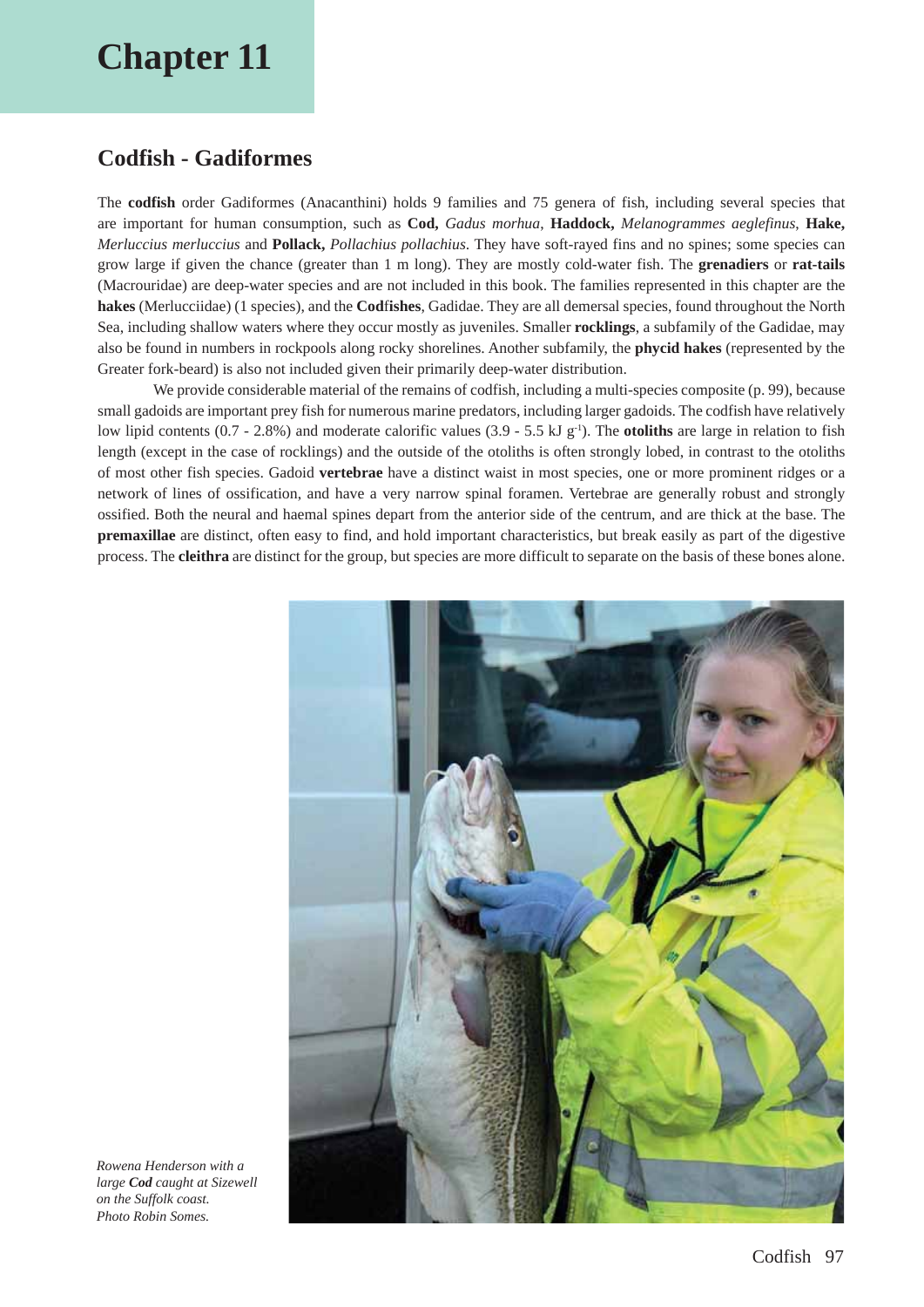# Chapter 11

## Codfish - Gadiformes

The **codfish** order Gadiformes (Anacanthini) holds 9 families and 75 genera of fish, including several species that are important for human consumption, such as **Cod,** *Gadus morhua*, **Haddock,** *Melanogrammes aeglefinus*, **Hake,** *Merluccius merluccius* and **Pollack,** *Pollachius pollachius*. They have soft-rayed fins and no spines; some species can grow large if given the chance (greater than 1 m long). They are mostly cold-water fish. The **grenadiers** or **rat-tails** (Macrouridae) are deep-water species and are not included in this book. The families represented in this chapter are the **hakes** (Merlucciidae) (1 species), and the **Codfishes**, Gadidae. They are all demersal species, found throughout the North Sea, including shallow waters where they occur mostly as juveniles. Smaller **rocklings**, a subfamily of the Gadidae, may also be found in numbers in rockpools along rocky shorelines. Another subfamily, the **phycid hakes** (represented by the Greater fork-beard) is also not included given their primarily deep-water distribution.

We provide considerable material of the remains of codfish, including a multi-species composite (p. 99), because small gadoids are important prey fish for numerous marine predators, including larger gadoids. The codfish have relatively low lipid contents (0.7 - 2.8%) and moderate calorific values (3.9 - 5.5 kJ $g^{-1}$). The **otoliths** are large in relation to fish length (except in the case of rocklings) and the outside of the otoliths is often strongly lobed, in contrast to the otoliths of most other fish species. Gadoid **vertebrae** have a distinct waist in most species, one or more prominent ridges or a network of lines of ossification, and have a very narrow spinal foramen. Vertebrae are generally robust and strongly ossified. Both the neural and haemal spines depart from the anterior side of the centrum, and are thick at the base. The **premaxillae** are distinct, often easy to find, and hold important characteristics, but break easily as part of the digestive process. The **cleithra** are distinct for the group, but species are more difficult to separate on the basis of these bones alone.

*Rowena Henderson with a large* ***Cod*** *caught at Sizewell on the Suffolk coast. Photo Robin Somes.*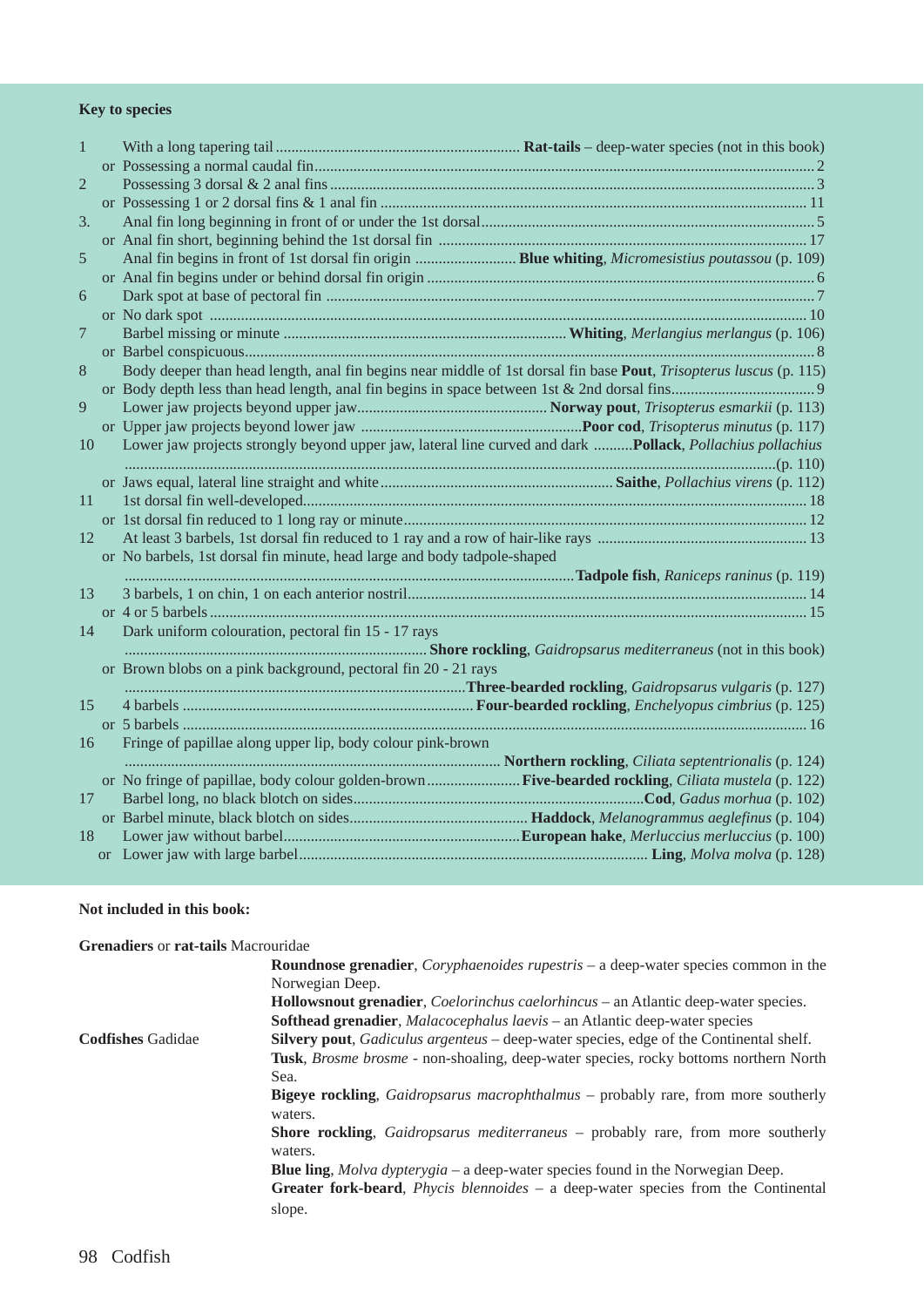**Key to species**

| | | |
|---|---|---|
| 1 | With a long tapering tail | **Rat-tails** – deep-water species (not in this book) |
| | or Possessing a normal caudal fin | 2 |
| 2 | Possessing 3 dorsal & 2 anal fins | 3 |
| | or Possessing 1 or 2 dorsal fins & 1 anal fin | 11 |
| 3. | Anal fin long beginning in front of or under the 1st dorsal | 5 |
| | or Anal fin short, beginning behind the 1st dorsal fin | 17 |
| 5 | Anal fin begins in front of 1st dorsal fin origin | **Blue whiting**, *Micromesistius poutassou* (p. 109) |
| | or Anal fin begins under or behind dorsal fin origin | 6 |
| 6 | Dark spot at base of pectoral fin | 7 |
| | or No dark spot | 10 |
| 7 | Barbel missing or minute | **Whiting**, *Merlangius merlangus* (p. 106) |
| | or Barbel conspicuous | 8 |
| 8 | Body deeper than head length, anal fin begins near middle of 1st dorsal fin base | **Pout**, *Trisopterus luscus* (p. 115) |
| | or Body depth less than head length, anal fin begins in space between 1st & 2nd dorsal fins | 9 |
| 9 | Lower jaw projects beyond upper jaw | **Norway pout**, *Trisopterus esmarkii* (p. 113) |
| | or Upper jaw projects beyond lower jaw | **Poor cod**, *Trisopterus minutus* (p. 117) |
| 10 | Lower jaw projects strongly beyond upper jaw, lateral line curved and dark | **Pollack**, *Pollachius pollachius* (p. 110) |
| | or Jaws equal, lateral line straight and white | **Saithe**, *Pollachius virens* (p. 112) |
| 11 | 1st dorsal fin well-developed | 18 |
| | or 1st dorsal fin reduced to 1 long ray or minute | 12 |
| 12 | At least 3 barbels, 1st dorsal fin reduced to 1 ray and a row of hair-like rays | 13 |
| | or No barbels, 1st dorsal fin minute, head large and body tadpole-shaped | **Tadpole fish**, *Raniceps raninus* (p. 119) |
| 13 | 3 barbels, 1 on chin, 1 on each anterior nostril | 14 |
| | or 4 or 5 barbels | 15 |
| 14 | Dark uniform colouration, pectoral fin 15 - 17 rays | **Shore rockling**, *Gaidropsarus mediterraneus* (not in this book) |
| | or Brown blobs on a pink background, pectoral fin 20 - 21 rays | **Three-bearded rockling**, *Gaidropsarus vulgaris* (p. 127) |
| 15 | 4 barbels | **Four-bearded rockling**, *Enchelyopus cimbrius* (p. 125) |
| | or 5 barbels | 16 |
| 16 | Fringe of papillae along upper lip, body colour pink-brown | **Northern rockling**, *Ciliata septentrionalis* (p. 124) |
| | or No fringe of papillae, body colour golden-brown | **Five-bearded rockling**, *Ciliata mustela* (p. 122) |
| 17 | Barbel long, no black blotch on sides | **Cod**, *Gadus morhua* (p. 102) |
| | or Barbel minute, black blotch on sides | **Haddock**, *Melanogrammus aeglefinus* (p. 104) |
| 18 | Lower jaw without barbel | **European hake**, *Merluccius merluccius* (p. 100) |
| | or Lower jaw with large barbel | **Ling**, *Molva molva* (p. 128) |

**Not included in this book:**

**Grenadiers** or **rat-tails** Macrouridae

- **Roundnose grenadier**, *Coryphaenoides rupestris* – a deep-water species common in the Norwegian Deep.
- **Hollowsnout grenadier**, *Coelorinchus caelorhincus* – an Atlantic deep-water species.
- **Softhead grenadier**, *Malacocephalus laevis* – an Atlantic deep-water species

**Codfishes** Gadidae

- **Silvery pout**, *Gadiculus argenteus* – deep-water species, edge of the Continental shelf.
- **Tusk**, *Brosme brosme* - non-shoaling, deep-water species, rocky bottoms northern North Sea.
- **Bigeye rockling**, *Gaidropsarus macrophthalmus* – probably rare, from more southerly waters.
- **Shore rockling**, *Gaidropsarus mediterraneus* – probably rare, from more southerly waters.
- **Blue ling**, *Molva dypterygia* – a deep-water species found in the Norwegian Deep.
- **Greater fork-beard**, *Phycis blennoides* – a deep-water species from the Continental slope.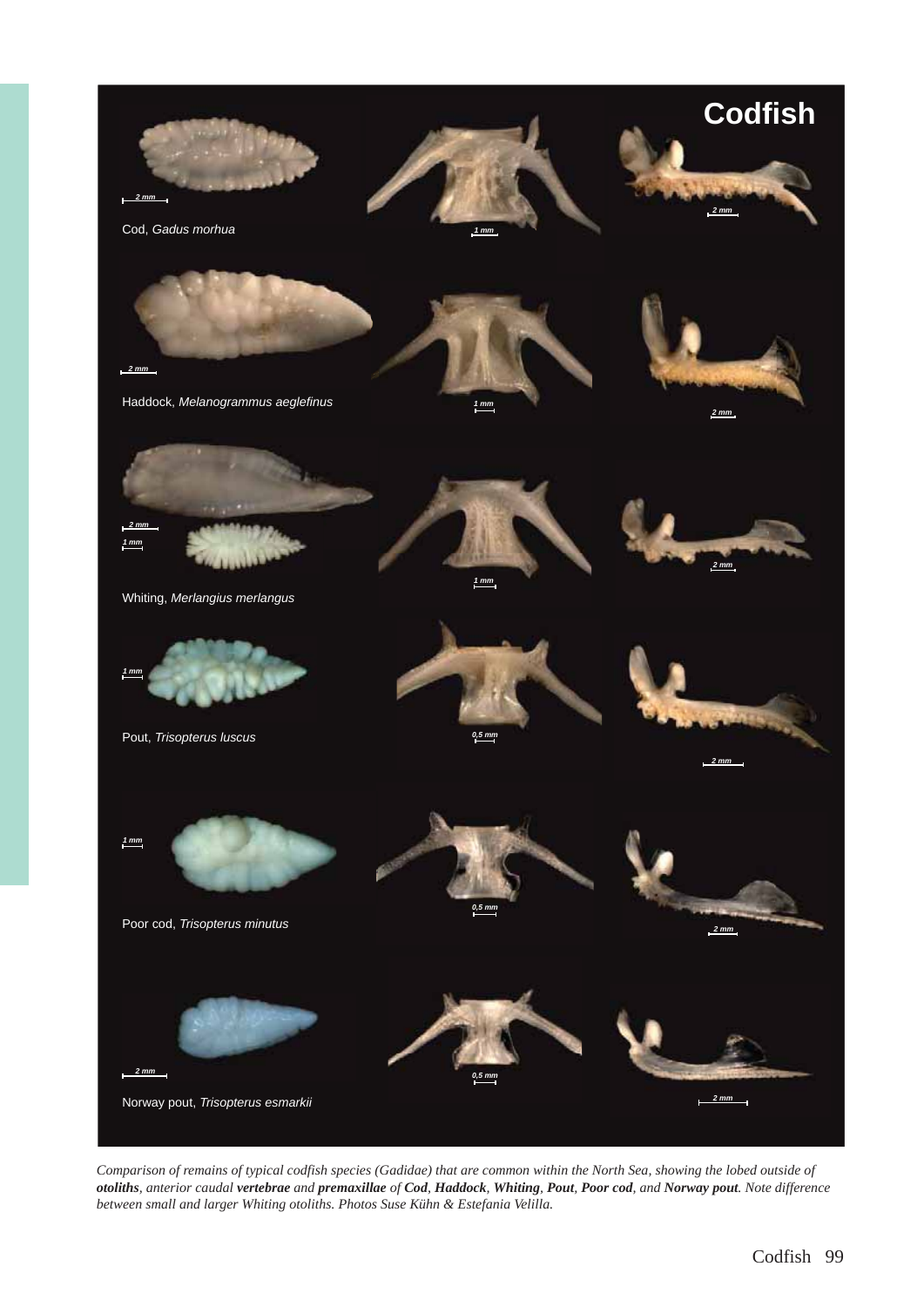# Codfish

Cod, *Gadus morhua*

Haddock, *Melanogrammus aeglefinus*

Whiting, *Merlangius merlangus*

Pout, *Trisopterus luscus*

Poor cod, *Trisopterus minutus*

Norway pout, *Trisopterus esmarkii*

*Comparison of remains of typical codfish species (Gadidae) that are common within the North Sea, showing the lobed outside of* ***otoliths****, anterior caudal* ***vertebrae*** *and* ***premaxillae*** *of* ***Cod****,* ***Haddock****,* ***Whiting****,* ***Pout****,* ***Poor cod****, and* ***Norway pout****. Note difference between small and larger Whiting otoliths. Photos Suse Kühn & Estefania Velilla.*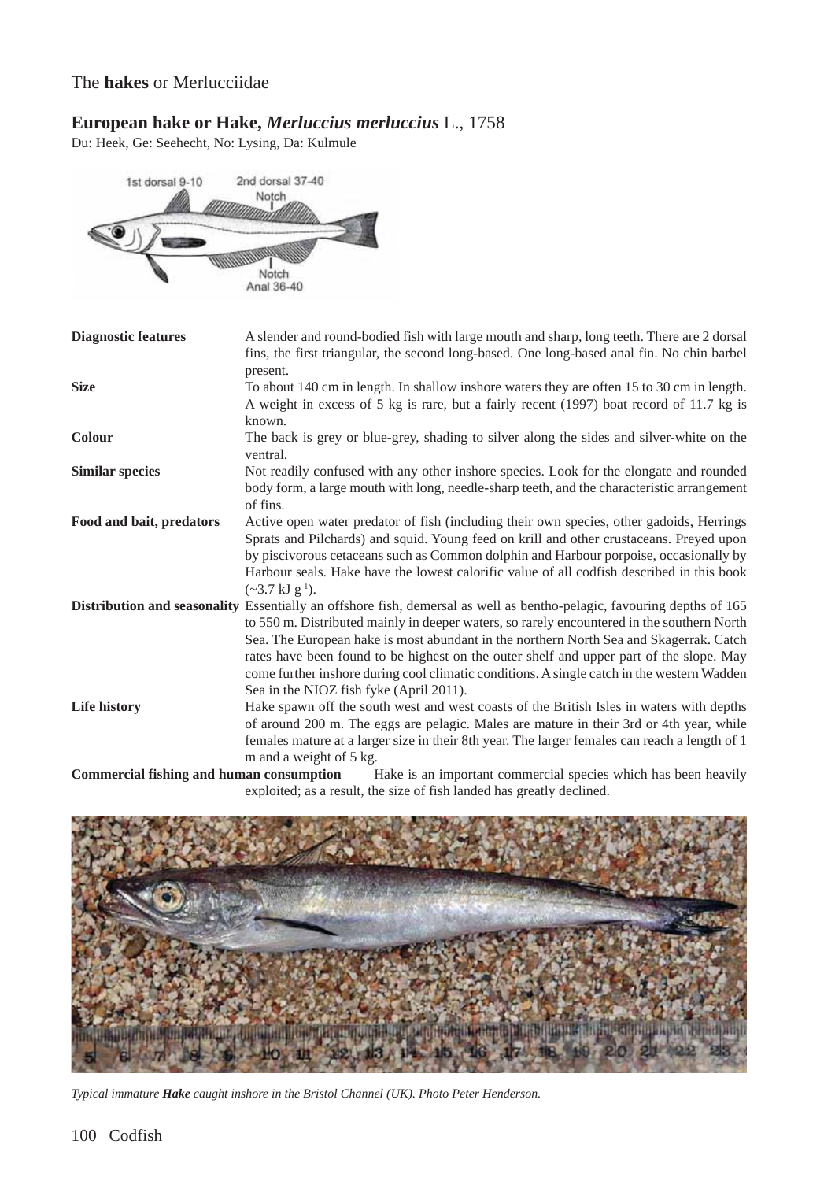The **hakes** or Merlucciidae

## European hake or Hake, *Merluccius merluccius* L., 1758

Du: Heek, Ge: Seehecht, No: Lysing, Da: Kulmule

| | |
|---|---|
| **Diagnostic features** | A slender and round-bodied fish with large mouth and sharp, long teeth. There are 2 dorsal fins, the first triangular, the second long-based. One long-based anal fin. No chin barbel present. |
| **Size** | To about 140 cm in length. In shallow inshore waters they are often 15 to 30 cm in length. A weight in excess of 5 kg is rare, but a fairly recent (1997) boat record of 11.7 kg is known. |
| **Colour** | The back is grey or blue-grey, shading to silver along the sides and silver-white on the ventral. |
| **Similar species** | Not readily confused with any other inshore species. Look for the elongate and rounded body form, a large mouth with long, needle-sharp teeth, and the characteristic arrangement of fins. |
| **Food and bait, predators** | Active open water predator of fish (including their own species, other gadoids, Herrings Sprats and Pilchards) and squid. Young feed on krill and other crustaceans. Preyed upon by piscivorous cetaceans such as Common dolphin and Harbour porpoise, occasionally by Harbour seals. Hake have the lowest calorific value of all codfish described in this book (~3.7 kJ $g^{-1}$). |
| **Distribution and seasonality** | Essentially an offshore fish, demersal as well as bentho-pelagic, favouring depths of 165 to 550 m. Distributed mainly in deeper waters, so rarely encountered in the southern North Sea. The European hake is most abundant in the northern North Sea and Skagerrak. Catch rates have been found to be highest on the outer shelf and upper part of the slope. May come further inshore during cool climatic conditions. A single catch in the western Wadden Sea in the NIOZ fish fyke (April 2011). |
| **Life history** | Hake spawn off the south west and west coasts of the British Isles in waters with depths of around 200 m. The eggs are pelagic. Males are mature in their 3rd or 4th year, while females mature at a larger size in their 8th year. The larger females can reach a length of 1 m and a weight of 5 kg. |
| **Commercial fishing and human consumption** | Hake is an important commercial species which has been heavily exploited; as a result, the size of fish landed has greatly declined. |

*Typical immature **Hake** caught inshore in the Bristol Channel (UK). Photo Peter Henderson.*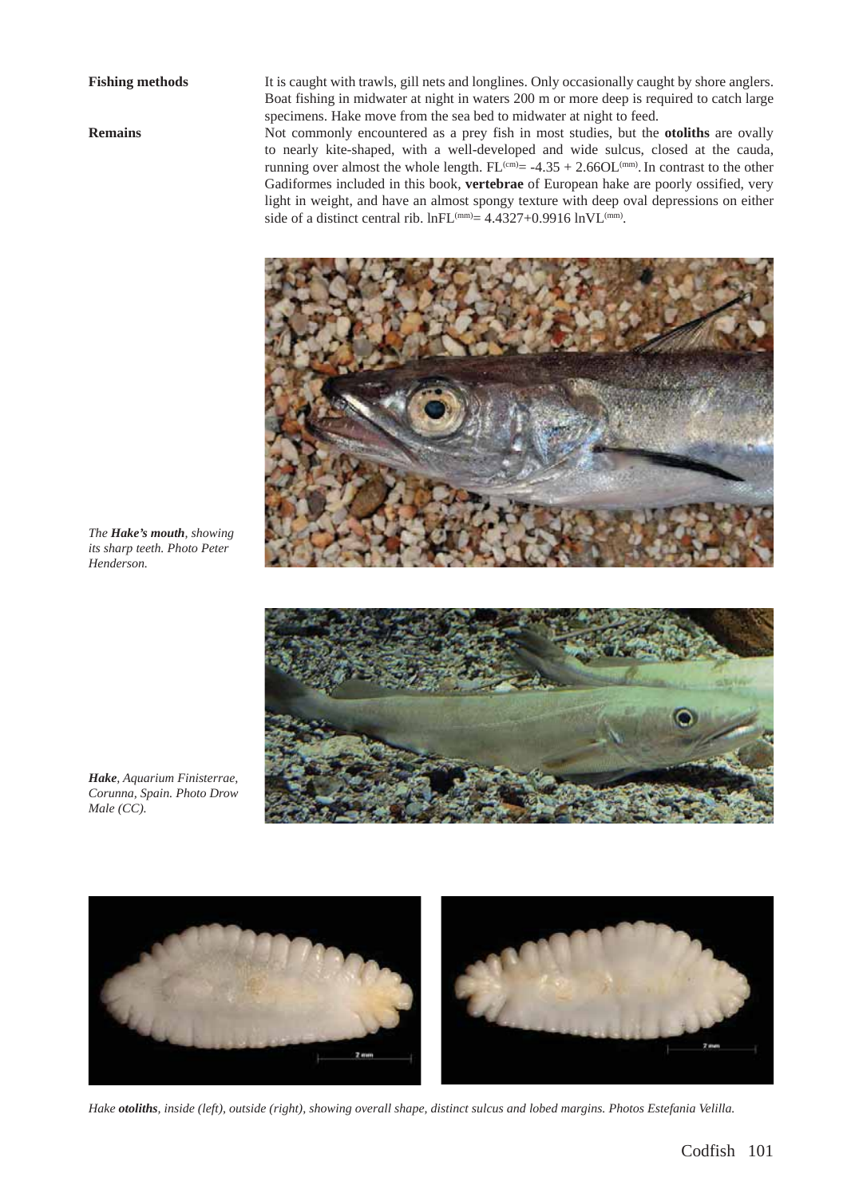**Fishing methods**

It is caught with trawls, gill nets and longlines. Only occasionally caught by shore anglers. Boat fishing in midwater at night in waters 200 m or more deep is required to catch large specimens. Hake move from the sea bed to midwater at night to feed.

**Remains**

Not commonly encountered as a prey fish in most studies, but the **otoliths** are ovally to nearly kite-shaped, with a well-developed and wide sulcus, closed at the cauda, running over almost the whole length. $FL^{(cm)} = -4.35 + 2.66OL^{(mm)}$. In contrast to the other Gadiformes included in this book, **vertebrae** of European hake are poorly ossified, very light in weight, and have an almost spongy texture with deep oval depressions on either side of a distinct central rib. $\ln FL^{(mm)} = 4.4327 + 0.9916 \ln VL^{(mm)}$.

*The* ***Hake's mouth****, showing its sharp teeth. Photo Peter Henderson.*

***Hake****, Aquarium Finisterrae, Corunna, Spain. Photo Drow Male (CC).*

*Hake* ***otoliths****, inside (left), outside (right), showing overall shape, distinct sulcus and lobed margins. Photos Estefania Velilla.*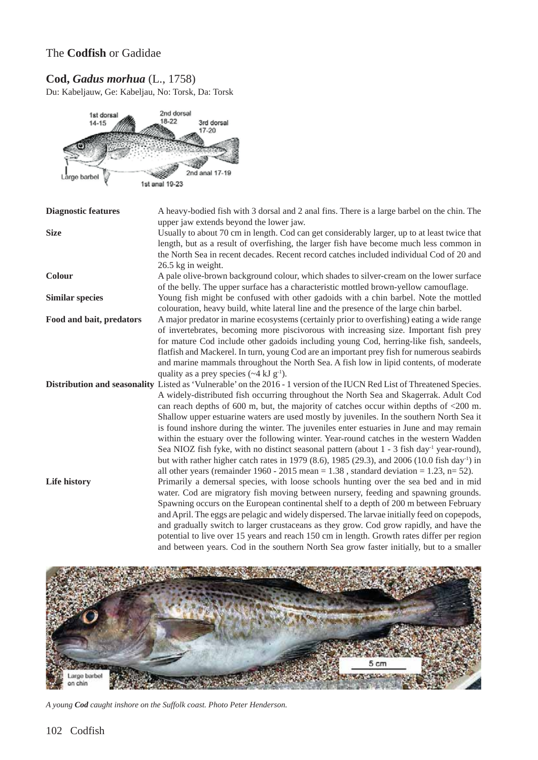The **Codfish** or Gadidae

## **Cod,** ***Gadus morhua*** (L., 1758)

Du: Kabeljauw, Ge: Kabeljau, No: Torsk, Da: Torsk

| | |
|---|---|
| **Diagnostic features** | A heavy-bodied fish with 3 dorsal and 2 anal fins. There is a large barbel on the chin. The upper jaw extends beyond the lower jaw. |
| **Size** | Usually to about 70 cm in length. Cod can get considerably larger, up to at least twice that length, but as a result of overfishing, the larger fish have become much less common in the North Sea in recent decades. Recent record catches included individual Cod of 20 and 26.5 kg in weight. |
| **Colour** | A pale olive-brown background colour, which shades to silver-cream on the lower surface of the belly. The upper surface has a characteristic mottled brown-yellow camouflage. |
| **Similar species** | Young fish might be confused with other gadoids with a chin barbel. Note the mottled colouration, heavy build, white lateral line and the presence of the large chin barbel. |
| **Food and bait, predators** | A major predator in marine ecosystems (certainly prior to overfishing) eating a wide range of invertebrates, becoming more piscivorous with increasing size. Important fish prey for mature Cod include other gadoids including young Cod, herring-like fish, sandeels, flatfish and Mackerel. In turn, young Cod are an important prey fish for numerous seabirds and marine mammals throughout the North Sea. A fish low in lipid contents, of moderate quality as a prey species (~4 kJ $g^{-1}$). |
| **Distribution and seasonality** | Listed as 'Vulnerable' on the 2016 - 1 version of the IUCN Red List of Threatened Species. A widely-distributed fish occurring throughout the North Sea and Skagerrak. Adult Cod can reach depths of 600 m, but, the majority of catches occur within depths of <200 m. Shallow upper estuarine waters are used mostly by juveniles. In the southern North Sea it is found inshore during the winter. The juveniles enter estuaries in June and may remain within the estuary over the following winter. Year-round catches in the western Wadden Sea NIOZ fish fyke, with no distinct seasonal pattern (about 1 - 3 fish $day^{-1}$ year-round), but with rather higher catch rates in 1979 (8.6), 1985 (29.3), and 2006 (10.0 fish $day^{-1}$) in all other years (remainder 1960 - 2015 mean = 1.38 , standard deviation = 1.23, n= 52). |
| **Life history** | Primarily a demersal species, with loose schools hunting over the sea bed and in mid water. Cod are migratory fish moving between nursery, feeding and spawning grounds. Spawning occurs on the European continental shelf to a depth of 200 m between February and April. The eggs are pelagic and widely dispersed. The larvae initially feed on copepods, and gradually switch to larger crustaceans as they grow. Cod grow rapidly, and have the potential to live over 15 years and reach 150 cm in length. Growth rates differ per region and between years. Cod in the southern North Sea grow faster initially, but to a smaller |

*A young **Cod** caught inshore on the Suffolk coast. Photo Peter Henderson.*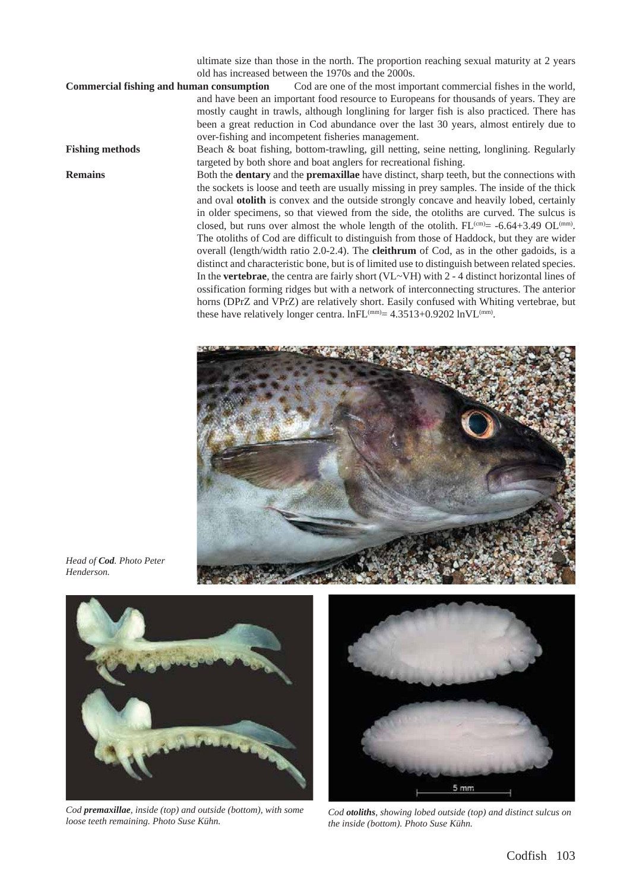ultimate size than those in the north. The proportion reaching sexual maturity at 2 years old has increased between the 1970s and the 2000s.

**Commercial fishing and human consumption** Cod are one of the most important commercial fishes in the world, and have been an important food resource to Europeans for thousands of years. They are mostly caught in trawls, although longlining for larger fish is also practiced. There has been a great reduction in Cod abundance over the last 30 years, almost entirely due to over-fishing and incompetent fisheries management.

**Fishing methods** Beach & boat fishing, bottom-trawling, gill netting, seine netting, longlining. Regularly targeted by both shore and boat anglers for recreational fishing.

**Remains** Both the **dentary** and the **premaxillae** have distinct, sharp teeth, but the connections with the sockets is loose and teeth are usually missing in prey samples. The inside of the thick and oval **otolith** is convex and the outside strongly concave and heavily lobed, certainly in older specimens, so that viewed from the side, the otoliths are curved. The sulcus is closed, but runs over almost the whole length of the otolith. $FL^{(cm)} = -6.64 + 3.49\ OL^{(mm)}$. The otoliths of Cod are difficult to distinguish from those of Haddock, but they are wider overall (length/width ratio 2.0-2.4). The **cleithrum** of Cod, as in the other gadoids, is a distinct and characteristic bone, but is of limited use to distinguish between related species. In the **vertebrae**, the centra are fairly short (VL~VH) with 2 - 4 distinct horizontal lines of ossification forming ridges but with a network of interconnecting structures. The anterior horns (DPrZ and VPrZ) are relatively short. Easily confused with Whiting vertebrae, but these have relatively longer centra. $\ln FL^{(mm)} = 4.3513 + 0.9202\ \ln VL^{(mm)}$.

*Head of **Cod**. Photo Peter Henderson.*

*Cod **premaxillae**, inside (top) and outside (bottom), with some loose teeth remaining. Photo Suse Kühn.*

*Cod **otoliths**, showing lobed outside (top) and distinct sulcus on the inside (bottom). Photo Suse Kühn.*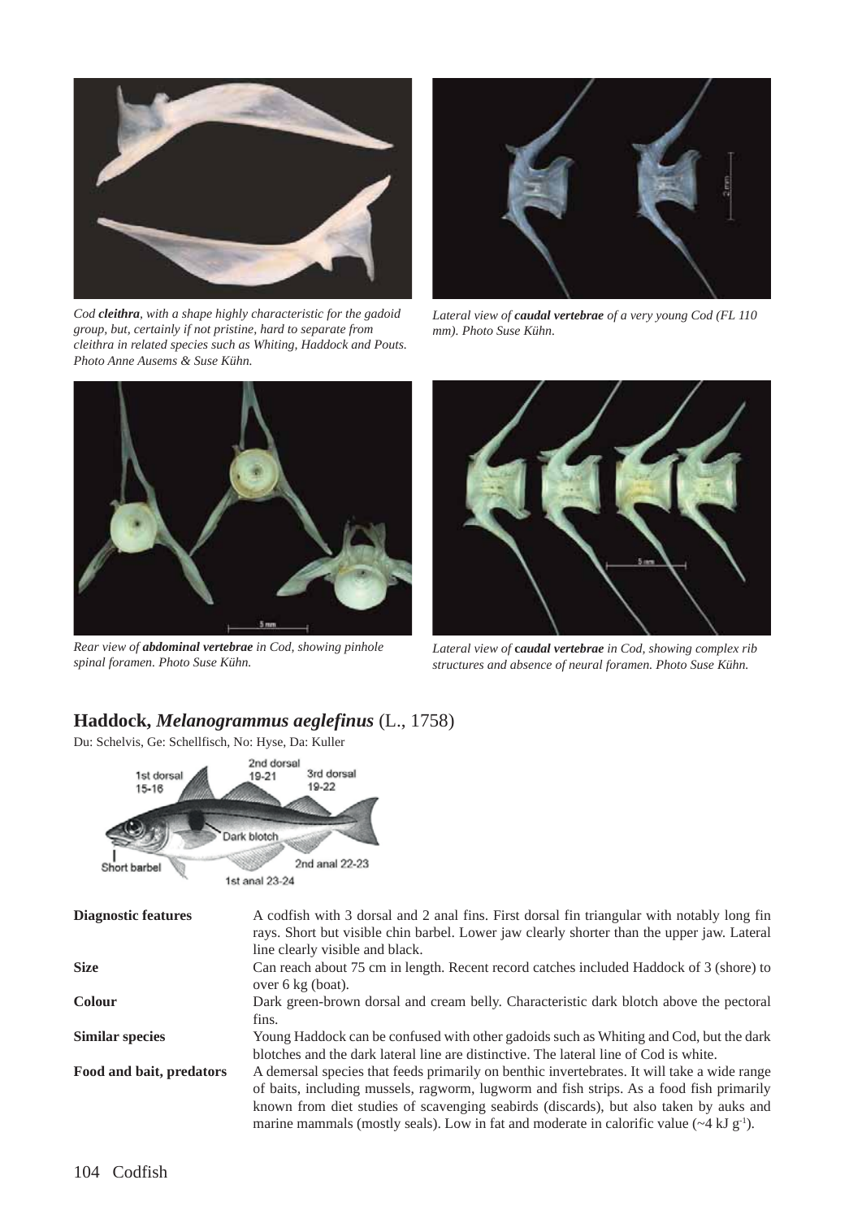*Cod **cleithra**, with a shape highly characteristic for the gadoid group, but, certainly if not pristine, hard to separate from cleithra in related species such as Whiting, Haddock and Pouts. Photo Anne Ausems & Suse Kühn.*

*Lateral view of **caudal vertebrae** of a very young Cod (FL 110 mm). Photo Suse Kühn.*

*Rear view of **abdominal vertebrae** in Cod, showing pinhole spinal foramen. Photo Suse Kühn.*

*Lateral view of **caudal vertebrae** in Cod, showing complex rib structures and absence of neural foramen. Photo Suse Kühn.*

## Haddock, *Melanogrammus aeglefinus* (L., 1758)

Du: Schelvis, Ge: Schellfisch, No: Hyse, Da: Kuller

| | |
|---|---|
| **Diagnostic features** | A codfish with 3 dorsal and 2 anal fins. First dorsal fin triangular with notably long fin rays. Short but visible chin barbel. Lower jaw clearly shorter than the upper jaw. Lateral line clearly visible and black. |
| **Size** | Can reach about 75 cm in length. Recent record catches included Haddock of 3 (shore) to over 6 kg (boat). |
| **Colour** | Dark green-brown dorsal and cream belly. Characteristic dark blotch above the pectoral fins. |
| **Similar species** | Young Haddock can be confused with other gadoids such as Whiting and Cod, but the dark blotches and the dark lateral line are distinctive. The lateral line of Cod is white. |
| **Food and bait, predators** | A demersal species that feeds primarily on benthic invertebrates. It will take a wide range of baits, including mussels, ragworm, lugworm and fish strips. As a food fish primarily known from diet studies of scavenging seabirds (discards), but also taken by auks and marine mammals (mostly seals). Low in fat and moderate in calorific value (~4 kJ $g^{-1}$). |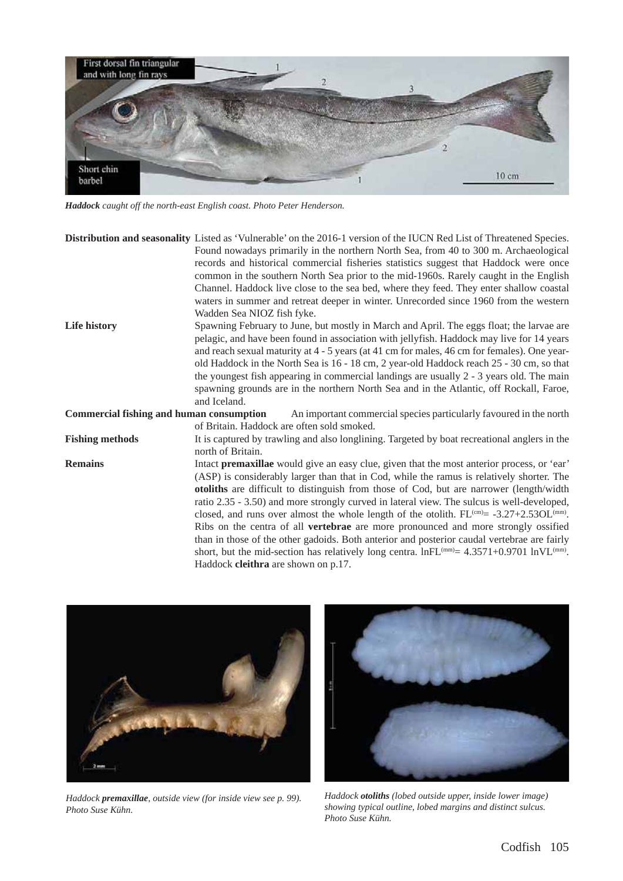*Haddock caught off the north-east English coast. Photo Peter Henderson.*

**Distribution and seasonality** Listed as 'Vulnerable' on the 2016-1 version of the IUCN Red List of Threatened Species. Found nowadays primarily in the northern North Sea, from 40 to 300 m. Archaeological records and historical commercial fisheries statistics suggest that Haddock were once common in the southern North Sea prior to the mid-1960s. Rarely caught in the English Channel. Haddock live close to the sea bed, where they feed. They enter shallow coastal waters in summer and retreat deeper in winter. Unrecorded since 1960 from the western Wadden Sea NIOZ fish fyke.

**Life history** Spawning February to June, but mostly in March and April. The eggs float; the larvae are pelagic, and have been found in association with jellyfish. Haddock may live for 14 years and reach sexual maturity at 4 - 5 years (at 41 cm for males, 46 cm for females). One year-old Haddock in the North Sea is 16 - 18 cm, 2 year-old Haddock reach 25 - 30 cm, so that the youngest fish appearing in commercial landings are usually 2 - 3 years old. The main spawning grounds are in the northern North Sea and in the Atlantic, off Rockall, Faroe, and Iceland.

**Commercial fishing and human consumption** An important commercial species particularly favoured in the north of Britain. Haddock are often sold smoked.

**Fishing methods** It is captured by trawling and also longlining. Targeted by boat recreational anglers in the north of Britain.

**Remains** Intact **premaxillae** would give an easy clue, given that the most anterior process, or 'ear' (ASP) is considerably larger than that in Cod, while the ramus is relatively shorter. The **otoliths** are difficult to distinguish from those of Cod, but are narrower (length/width ratio 2.35 - 3.50) and more strongly curved in lateral view. The sulcus is well-developed, closed, and runs over almost the whole length of the otolith. $FL^{(cm)} = -3.27 + 2.53OL^{(mm)}$. Ribs on the centra of all **vertebrae** are more pronounced and more strongly ossified than in those of the other gadoids. Both anterior and posterior caudal vertebrae are fairly short, but the mid-section has relatively long centra. $\ln FL^{(mm)} = 4.3571 + 0.9701 \ln VL^{(mm)}$. Haddock **cleithra** are shown on p.17.

*Haddock **premaxillae**, outside view (for inside view see p. 99). Photo Suse Kühn.*

*Haddock **otoliths** (lobed outside upper, inside lower image) showing typical outline, lobed margins and distinct sulcus. Photo Suse Kühn.*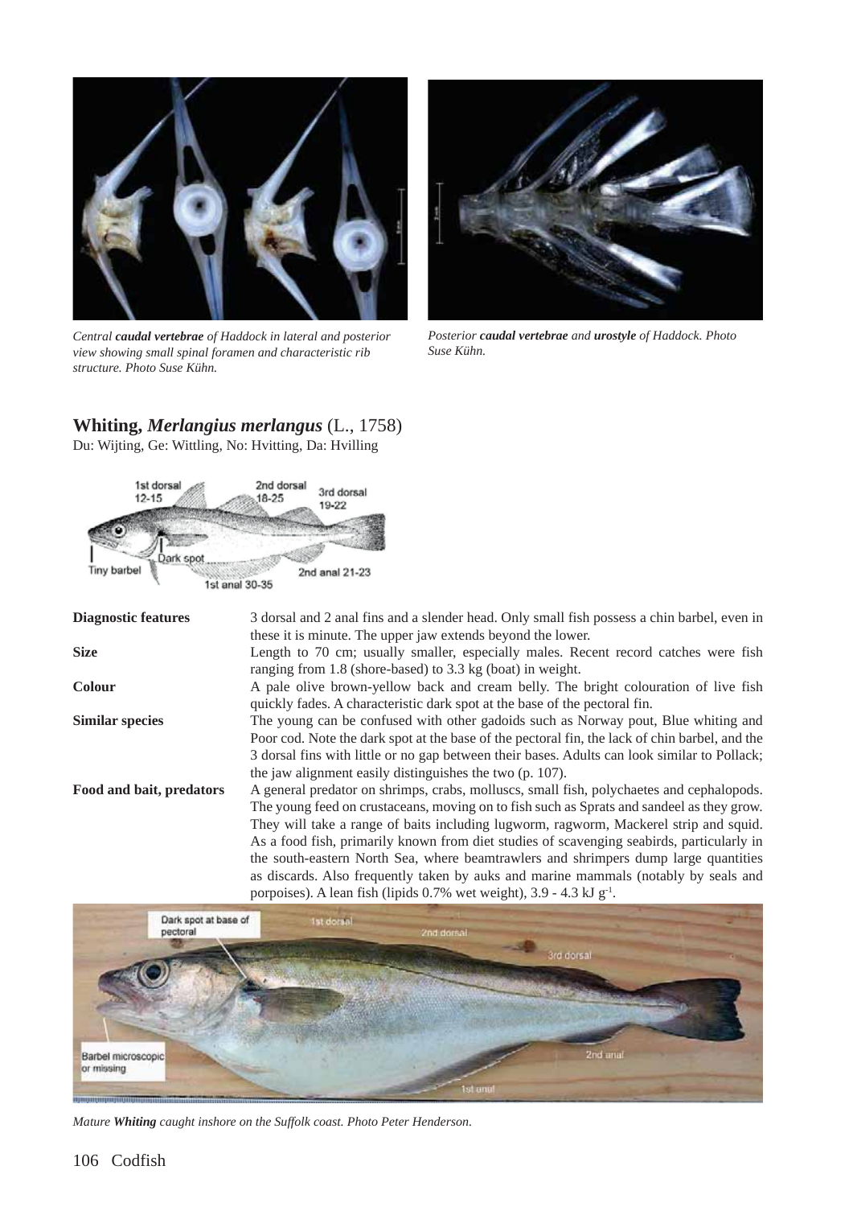*Central **caudal vertebrae** of Haddock in lateral and posterior view showing small spinal foramen and characteristic rib structure. Photo Suse Kühn.*

*Posterior **caudal vertebrae** and **urostyle** of Haddock. Photo Suse Kühn.*

## Whiting, *Merlangius merlangus* (L., 1758)

Du: Wijting, Ge: Wittling, No: Hvitting, Da: Hvilling

| | |
|---|---|
| **Diagnostic features** | 3 dorsal and 2 anal fins and a slender head. Only small fish possess a chin barbel, even in these it is minute. The upper jaw extends beyond the lower. |
| **Size** | Length to 70 cm; usually smaller, especially males. Recent record catches were fish ranging from 1.8 (shore-based) to 3.3 kg (boat) in weight. |
| **Colour** | A pale olive brown-yellow back and cream belly. The bright colouration of live fish quickly fades. A characteristic dark spot at the base of the pectoral fin. |
| **Similar species** | The young can be confused with other gadoids such as Norway pout, Blue whiting and Poor cod. Note the dark spot at the base of the pectoral fin, the lack of chin barbel, and the 3 dorsal fins with little or no gap between their bases. Adults can look similar to Pollack; the jaw alignment easily distinguishes the two (p. 107). |
| **Food and bait, predators** | A general predator on shrimps, crabs, molluscs, small fish, polychaetes and cephalopods. The young feed on crustaceans, moving on to fish such as Sprats and sandeel as they grow. They will take a range of baits including lugworm, ragworm, Mackerel strip and squid. As a food fish, primarily known from diet studies of scavenging seabirds, particularly in the south-eastern North Sea, where beamtrawlers and shrimpers dump large quantities as discards. Also frequently taken by auks and marine mammals (notably by seals and porpoises). A lean fish (lipids 0.7% wet weight), 3.9 - 4.3 kJ $g^{-1}$. |

*Mature **Whiting** caught inshore on the Suffolk coast. Photo Peter Henderson.*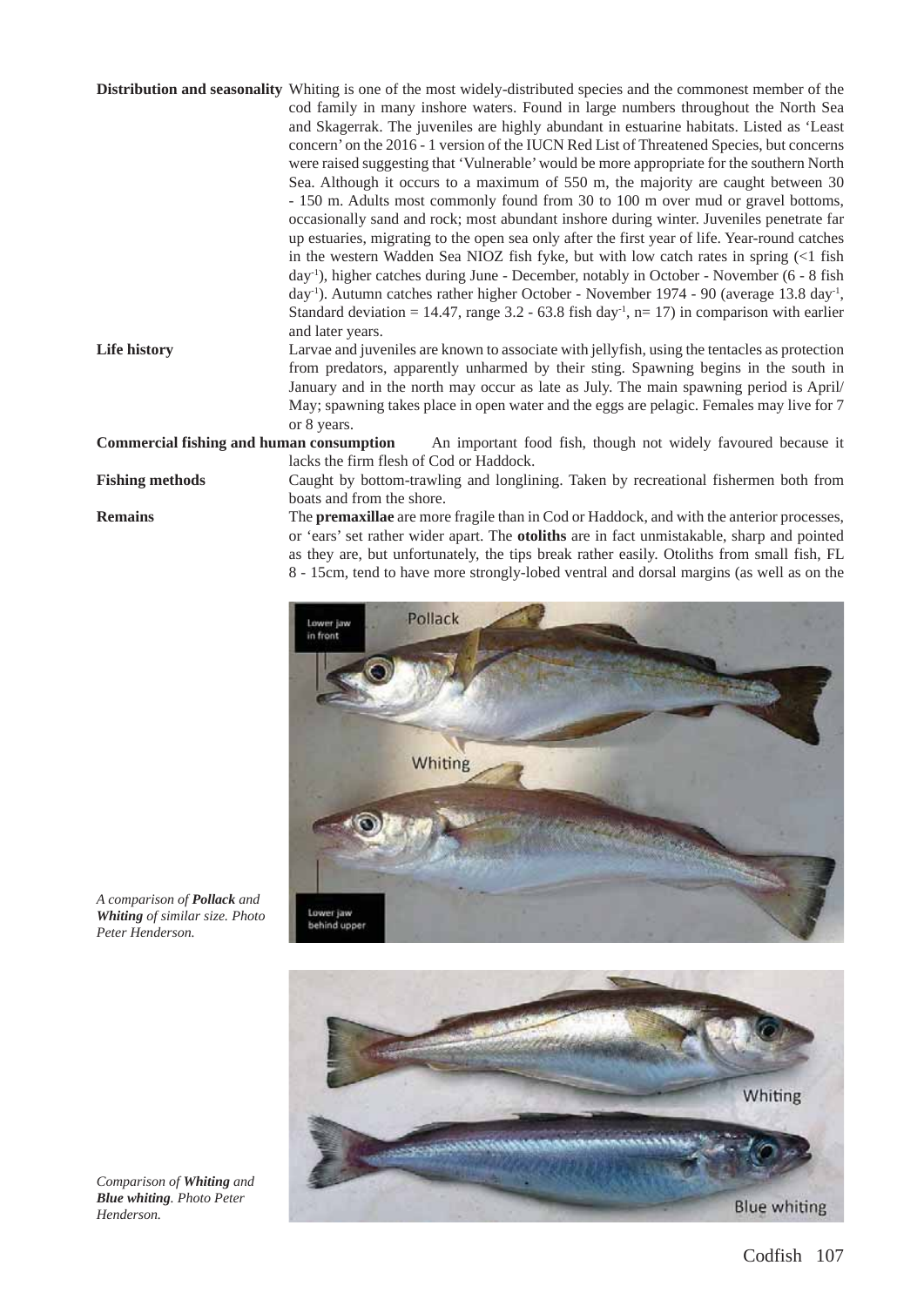**Distribution and seasonality** Whiting is one of the most widely-distributed species and the commonest member of the cod family in many inshore waters. Found in large numbers throughout the North Sea and Skagerrak. The juveniles are highly abundant in estuarine habitats. Listed as 'Least concern' on the 2016 - 1 version of the IUCN Red List of Threatened Species, but concerns were raised suggesting that 'Vulnerable' would be more appropriate for the southern North Sea. Although it occurs to a maximum of 550 m, the majority are caught between 30 - 150 m. Adults most commonly found from 30 to 100 m over mud or gravel bottoms, occasionally sand and rock; most abundant inshore during winter. Juveniles penetrate far up estuaries, migrating to the open sea only after the first year of life. Year-round catches in the western Wadden Sea NIOZ fish fyke, but with low catch rates in spring (<1 fish $day^{-1}$), higher catches during June - December, notably in October - November (6 - 8 fish $day^{-1}$). Autumn catches rather higher October - November 1974 - 90 (average 13.8 $day^{-1}$, Standard deviation = 14.47, range 3.2 - 63.8 fish $day^{-1}$, n= 17) in comparison with earlier and later years.

**Life history** Larvae and juveniles are known to associate with jellyfish, using the tentacles as protection from predators, apparently unharmed by their sting. Spawning begins in the south in January and in the north may occur as late as July. The main spawning period is April/ May; spawning takes place in open water and the eggs are pelagic. Females may live for 7 or 8 years.

**Commercial fishing and human consumption** An important food fish, though not widely favoured because it lacks the firm flesh of Cod or Haddock.

**Fishing methods** Caught by bottom-trawling and longlining. Taken by recreational fishermen both from boats and from the shore.

**Remains** The **premaxillae** are more fragile than in Cod or Haddock, and with the anterior processes, or 'ears' set rather wider apart. The **otoliths** are in fact unmistakable, sharp and pointed as they are, but unfortunately, the tips break rather easily. Otoliths from small fish, FL 8 - 15cm, tend to have more strongly-lobed ventral and dorsal margins (as well as on the

*A comparison of **Pollack** and **Whiting** of similar size. Photo Peter Henderson.*

*Comparison of **Whiting** and **Blue whiting**. Photo Peter Henderson.*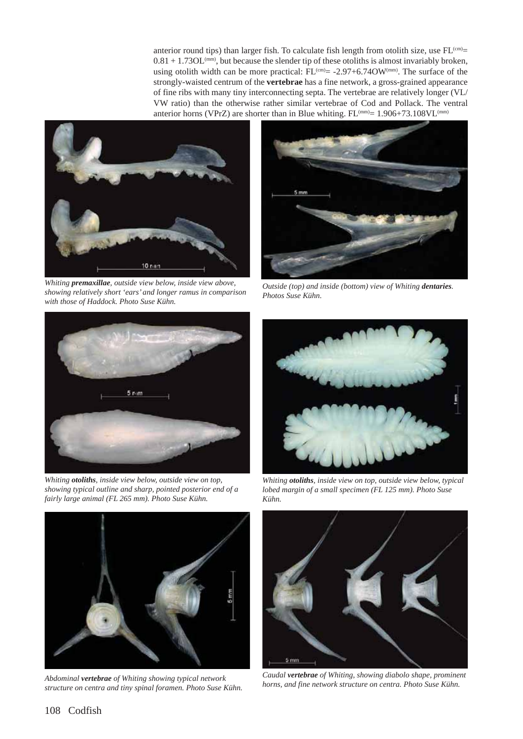anterior round tips) than larger fish. To calculate fish length from otolith size, use $FL^{(cm)} = 0.81 + 1.73OL^{(mm)}$, but because the slender tip of these otoliths is almost invariably broken, using otolith width can be more practical: $FL^{(cm)} = -2.97 + 6.74OW^{(mm)}$. The surface of the strongly-waisted centrum of the **vertebrae** has a fine network, a gross-grained appearance of fine ribs with many tiny interconnecting septa. The vertebrae are relatively longer (VL/VW ratio) than the otherwise rather similar vertebrae of Cod and Pollack. The ventral anterior horns (VPrZ) are shorter than in Blue whiting. $FL^{(mm)} = 1.906 + 73.108VL^{(mm)}$

*Whiting **premaxillae**, outside view below, inside view above, showing relatively short 'ears' and longer ramus in comparison with those of Haddock. Photo Suse Kühn.*

*Outside (top) and inside (bottom) view of Whiting **dentaries**. Photos Suse Kühn.*

*Whiting **otoliths**, inside view below, outside view on top, showing typical outline and sharp, pointed posterior end of a fairly large animal (FL 265 mm). Photo Suse Kühn.*

*Whiting **otoliths**, inside view on top, outside view below, typical lobed margin of a small specimen (FL 125 mm). Photo Suse Kühn.*

*Abdominal **vertebrae** of Whiting showing typical network structure on centra and tiny spinal foramen. Photo Suse Kühn.*

*Caudal **vertebrae** of Whiting, showing diabolo shape, prominent horns, and fine network structure on centra. Photo Suse Kühn.*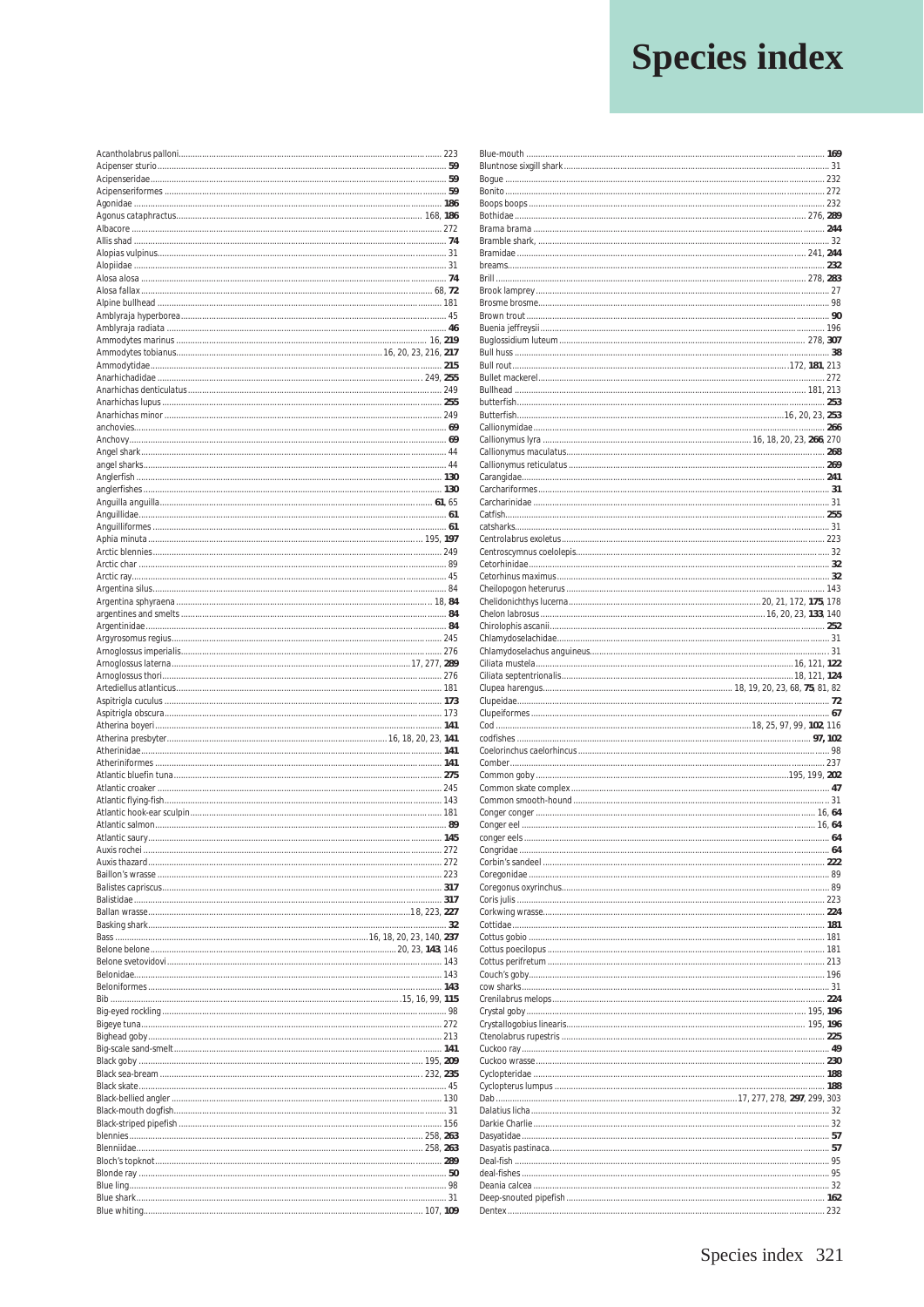# Species index

Acantholabrus palloni ... 223
Acipenser sturio ... **59**
Acipenseridae ... **59**
Acipenseriformes ... **59**
Agonidae ... **186**
Agonus cataphractus ... 168, **186**
Albacore ... 272
Allis shad ... **74**
Alopias vulpinus ... 31
Alopiidae ... 31
Alosa alosa ... **74**
Alosa fallax ... 68, **72**
Alpine bullhead ... 181
Amblyraja hyperborea ... 45
Amblyraja radiata ... **46**
Ammodytes marinus ... 16, **219**
Ammodytes tobianus ... 16, 20, 23, 216, **217**
Ammodytidae ... **215**
Anarhichadidae ... 249, **255**
Anarhichas denticulatus ... 249
Anarhichas lupus ... **255**
Anarhichas minor ... 249
anchovies ... **69**
Anchovy ... **69**
Angel shark ... 44
angel sharks ... 44
Anglerfish ... **130**
anglerfishes ... **130**
Anguilla anguilla ... **61**, 65
Anguillidae ... **61**
Anguilliformes ... **61**
Aphia minuta ... 195, **197**
Arctic blennies ... 249
Arctic char ... 89
Arctic ray ... 45
Argentina silus ... 84
Argentina sphyraena ... 18, **84**
argentines and smelts ... **84**
Argentinidae ... **84**
Argyrosomus regius ... 245
Arnoglossus imperialis ... 276
Arnoglossus laterna ... 17, 277, **289**
Arnoglossus thori ... 276
Artediellus atlanticus ... 181
Aspitrigla cuculus ... **173**
Aspitrigla obscura ... 173
Atherina boyeri ... **141**
Atherina presbyter ... 16, 18, 20, 23, **141**
Atherinidae ... **141**
Atheriniformes ... **141**
Atlantic bluefin tuna ... **275**
Atlantic croaker ... 245
Atlantic flying-fish ... 143
Atlantic hook-ear sculpin ... 181
Atlantic salmon ... **89**
Atlantic saury ... **145**
Auxis rochei ... 272
Auxis thazard ... 272
Baillon's wrasse ... 223
Balistes capriscus ... **317**
Balistidae ... **317**
Ballan wrasse ... 18, 223, **227**
Basking shark ... **32**
Bass ... 16, 18, 20, 23, 140, **237**
Belone belone ... 20, 23, **143**, 146
Belone svetovidovi ... 143
Belonidae ... 143
Beloniformes ... **143**
Bib ... 15, 16, 99, **115**
Big-eyed rockling ... 98
Bigeye tuna ... 272
Bighead goby ... 213
Big-scale sand-smelt ... **141**
Black goby ... 195, **209**
Black sea-bream ... 232, **235**
Black skate ... 45
Black-bellied angler ... 130
Black-mouth dogfish ... 31
Black-striped pipefish ... 156
blennies ... 258, **263**
Blenniidae ... 258, **263**
Bloch's topknot ... **289**
Blonde ray ... **50**
Blue ling ... 98
Blue shark ... 31
Blue whiting ... 107, **109**
Blue-mouth ... **169**
Bluntnose sixgill shark ... 31
Bogue ... 232
Bonito ... 272
Boops boops ... 232
Bothidae ... 276, **289**
Brama brama ... **244**
Bramble shark, ... 32
Bramidae ... 241, **244**
breams ... **232**
Brill ... 278, **283**
Brook lamprey ... 27
Brosme brosme ... 98
Brown trout ... **90**
Buenia jeffreysii ... 196
Buglossidium luteum ... 278, **307**
Bull huss ... **38**
Bull rout ... 172, **181**, 213
Bullet mackerel ... 272
Bullhead ... 181, 213
butterfish ... **253**
Butterfish ... 16, 20, 23, **253**
Callionymidae ... **266**
Callionymus lyra ... 16, 18, 20, 23, **266**, 270
Callionymus maculatus ... **268**
Callionymus reticulatus ... **269**
Carangidae ... **241**
Carchariformes ... **31**
Carcharinidae ... 31
Catfish ... **255**
catsharks ... 31
Centrolabrus exoletus ... 223
Centroscymnus coelolepis ... 32
Cetorhinidae ... **32**
Cetorhinus maximus ... **32**
Cheilopogon heterurus ... 143
Chelidonichthys lucerna ... 20, 21, 172, **175**, 178
Chelon labrosus ... 16, 20, 23, **133**, 140
Chirolophis ascanii ... **252**
Chlamydoselachidae ... 31
Chlamydoselachus anguineus ... 31
Ciliata mustela ... 16, 121, **122**
Ciliata septentrionalis ... 18, 121, **124**
Clupea harengus ... 18, 19, 20, 23, 68, **75**, 81, 82
Clupeidae ... **72**
Clupeiformes ... **67**
Cod ... 18, 25, 97, 99, **102**, 116
codfishes ... **97, 102**
Coelorinchus caelorhincus ... 98
Comber ... 237
Common goby ... 195, 199, **202**
Common skate complex ... **47**
Common smooth-hound ... 31
Conger conger ... 16, **64**
Conger eel ... 16, **64**
conger eels ... **64**
Congridae ... **64**
Corbin's sandeel ... **222**
Coregonidae ... 89
Coregonus oxyrinchus ... 89
Coris julis ... 223
Corkwing wrasse ... **224**
Cottidae ... **181**
Cottus gobio ... 181
Cottus poecilopus ... 181
Cottus perifretum ... 213
Couch's goby ... 196
cow sharks ... 31
Crenilabrus melops ... **224**
Crystal goby ... 195, **196**
Crystallogobius linearis ... 195, **196**
Ctenolabrus rupestris ... **225**
Cuckoo ray ... **49**
Cuckoo wrasse ... **230**
Cyclopteridae ... **188**
Cyclopterus lumpus ... **188**
Dab ... 17, 277, 278, **297**, 299, 303
Dalatius licha ... 32
Darkie Charlie ... 32
Dasyatidae ... **57**
Dasyatis pastinaca ... **57**
Deal-fish ... 95
deal-fishes ... 95
Deania calcea ... 32
Deep-snouted pipefish ... **162**
Dentex ... 232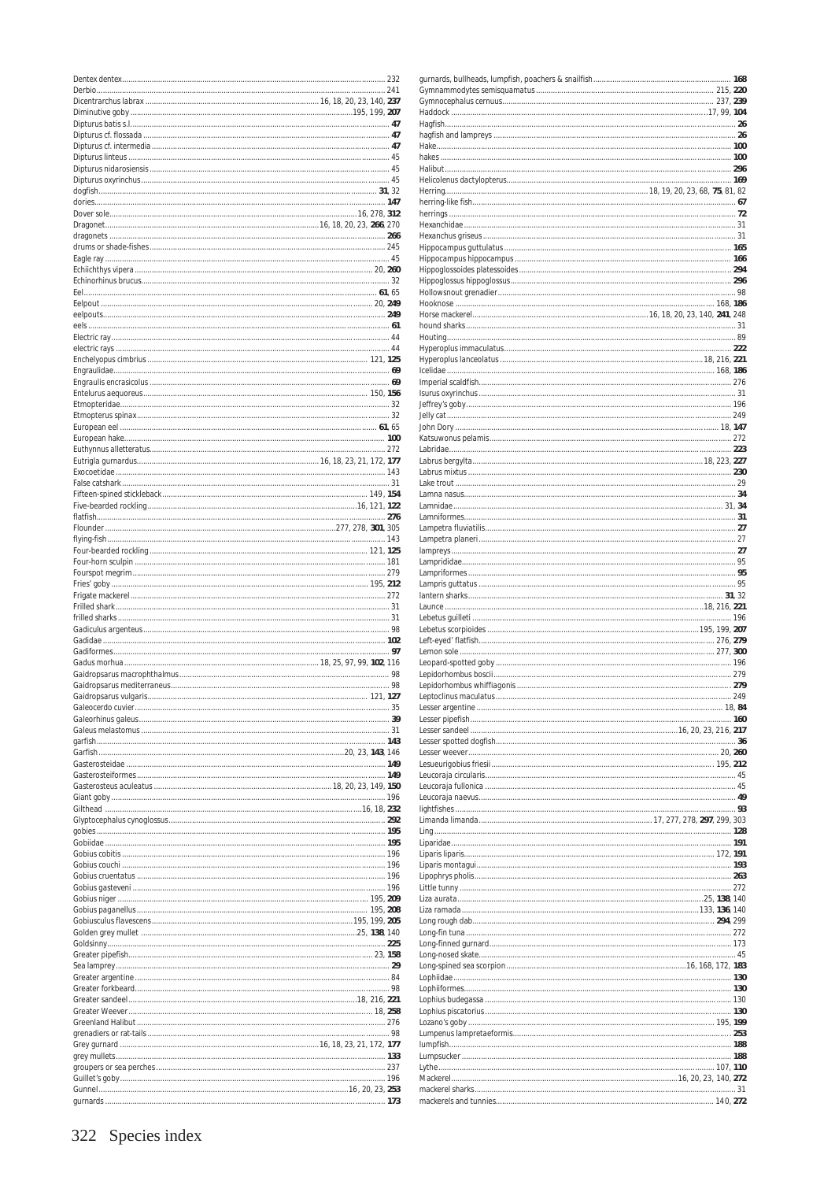Dentex dentex ... 232
Derbio ... 241
Dicentrarchus labrax ... 16, 18, 20, 23, 140, **237**
Diminutive goby ... 195, 199, **207**
Dipturus batis s.l. ... **47**
Dipturus cf. flossada ... **47**
Dipturus cf. intermedia ... **47**
Dipturus linteus ... 45
Dipturus nidarosiensis ... 45
Dipturus oxyrinchus ... 45
dogfish ... **31**, 32
dories ... **147**
Dover sole ... 16, 278, **312**
Dragonet ... 16, 18, 20, 23, **266**, 270
dragonets ... **266**
drums or shade-fishes ... 245
Eagle ray ... 45
Echiichthys vipera ... 20, **260**
Echinorhinus brucus ... 32
Eel ... **61**, 65
Eelpout ... 20, **249**
eelpouts ... **249**
eels ... **61**
Electric ray ... 44
electric rays ... 44
Enchelyopus cimbrius ... 121, **125**
Engraulidae ... **69**
Engraulis encrasicolus ... **69**
Entelurus aequoreus ... 150, **156**
Etmopteridae ... 32
Etmopterus spinax ... 32
European eel ... **61**, 65
European hake ... **100**
Euthynnus allerteratus ... 272
Eutrigla gurnardus ... 16, 18, 23, 21, 172, **177**
Exocoetidae ... 143
False catshark ... 31
Fifteen-spined stickleback ... 149, **154**
Five-bearded rockling ... 16, 121, **122**
flatfish ... **276**
Flounder ... 277, 278, **301**, 305
flying-fish ... 143
Four-bearded rockling ... 121, **125**
Four-horn sculpin ... 181
Fourspot megrim ... 279
Fries' goby ... 195, **212**
Frigate mackerel ... 272
Frilled shark ... 31
frilled sharks ... 31
Gadiculus argenteus ... 98
Gadidae ... **102**
Gadiformes ... **97**
Gadus morhua ... 18, 25, 97, 99, **102**, 116
Gaidropsarus macrophthalmus ... 98
Gaidropsarus mediterraneus ... 98
Gaidropsarus vulgaris ... 121, **127**
Galeocerdo cuvier ... 35
Galeorhinus galeus ... **39**
Galeus melastomus ... 31
garfish ... **143**
Garfish ... 20, 23, **143**, 146
Gasterosteidae ... **149**
Gasterosteiformes ... **149**
Gasterosteus aculeatus ... 18, 20, 23, 149, **150**
Giant goby ... 196
Gilthead ... 16, 18, **232**
Glyptocephalus cynoglossus ... **292**
gobies ... **195**
Gobiidae ... **195**
Gobius cobitis ... 196
Gobius couchi ... 196
Gobius cruentatus ... 196
Gobius gasteveni ... 196
Gobius niger ... 195, **209**
Gobius paganellus ... 195, **208**
Gobiusculus flavescens ... 195, 199, **205**
Golden grey mullet ... 25, **138**, 140
Goldsinny ... **225**
Greater pipefish ... 23, **158**
Sea lamprey ... **29**
Greater argentine ... 84
Greater forkbeard ... 98
Greater sandeel ... 18, 216, **221**
Greater Weever ... 18, **258**
Greenland Halibut ... 276
grenadiers or rat-tails ... 98
Grey gurnard ... 16, 18, 23, 21, 172, **177**
grey mullets ... **133**
groupers or sea perches ... 237
Guillet's goby ... 196
Gunnel ... 16, 20, 23, **253**
gurnards ... **173**
gurnards, bullheads, lumpfish, poachers & snailfish ... **168**
Gymnammodytes semisquamatus ... 215, **220**
Gymnocephalus cernuus ... 237, **239**
Haddock ... 17, 99, **104**
Hagfish ... **26**
hagfish and lampreys ... **26**
Hake ... **100**
hakes ... **100**
Halibut ... **296**
Helicolenus dactylopterus ... **169**
Herring ... 18, 19, 20, 23, 68, **75**, 81, 82
herring-like fish ... **67**
herrings ... **72**
Hexanchidae ... 31
Hexanchus griseus ... 31
Hippocampus guttulatus ... **165**
Hippocampus hippocampus ... **166**
Hippoglossoides platessoides ... **294**
Hippoglossus hippoglossus ... **296**
Hollowsnout grenadier ... 98
Hooknose ... 168, **186**
Horse mackerel ... 16, 18, 20, 23, 140, **241**, 248
hound sharks ... 31
Houting ... 89
Hyperoplus immaculatus ... **222**
Hyperoplus lanceolatus ... 18, 216, **221**
Icelidae ... 168, **186**
Imperial scaldfish ... 276
Isurus oxyrinchus ... 31
Jeffrey's goby ... 196
Jelly cat ... 249
John Dory ... 18, **147**
Katsuwonus pelamis ... 272
Labridae ... **223**
Labrus bergylta ... 18, 223, **227**
Labrus mixtus ... **230**
Lake trout ... 29
Lamna nasus ... **34**
Lamnidae ... 31, **34**
Lamniformes ... **31**
Lampetra fluviatilis ... **27**
Lampetra planeri ... 27
lampreys ... **27**
Lampridiidae ... 95
Lampriformes ... **95**
Lampris guttatus ... 95
lantern sharks ... **31**, 32
Launce ... 18, 216, **221**
Lebetus guilleti ... 196
Lebetus scorpioides ... 195, 199, **207**
Left-eyed' flatfish ... 276, **279**
Lemon sole ... 277, **300**
Leopard-spotted goby ... 196
Lepidorhombus boscii ... 279
Lepidorhombus whiffiagonis ... **279**
Leptoclinus maculatus ... 249
Lesser argentine ... 18, **84**
Lesser pipefish ... **160**
Lesser sandeel ... 16, 20, 23, 216, **217**
Lesser spotted dogfish ... **36**
Lesser weever ... 20, **260**
Lesueurigobius friesii ... 195, **212**
Leucoraja circularis ... 45
Leucoraja fullonica ... 45
Leucoraja naevus ... **49**
lightfishes ... **93**
Limanda limanda ... 17, 277, 278, **297**, 299, 303
Ling ... **128**
Liparidae ... **191**
Liparis liparis ... 172, **191**
Liparis montagui ... **193**
Lipophrys pholis ... **263**
Little tunny ... 272
Liza aurata ... 25, **138**, 140
Liza ramada ... 133, **136**, 140
Long rough dab ... **294**, 299
Long-fin tuna ... 272
Long-finned gurnard ... 173
Long-nosed skate ... 45
Long-spined sea scorpion ... 16, 168, 172, **183**
Lophiidae ... **130**
Lophiiformes ... **130**
Lophius budegassa ... 130
Lophius piscatorius ... **130**
Lozano's goby ... 195, **199**
Lumpenus lampretaeformis ... **253**
lumpfish ... **188**
Lumpsucker ... **188**
Lythe ... 107, **110**
Mackerel ... 16, 20, 23, 140, **272**
mackerel sharks ... 31
mackerels and tunnies ... 140, **272**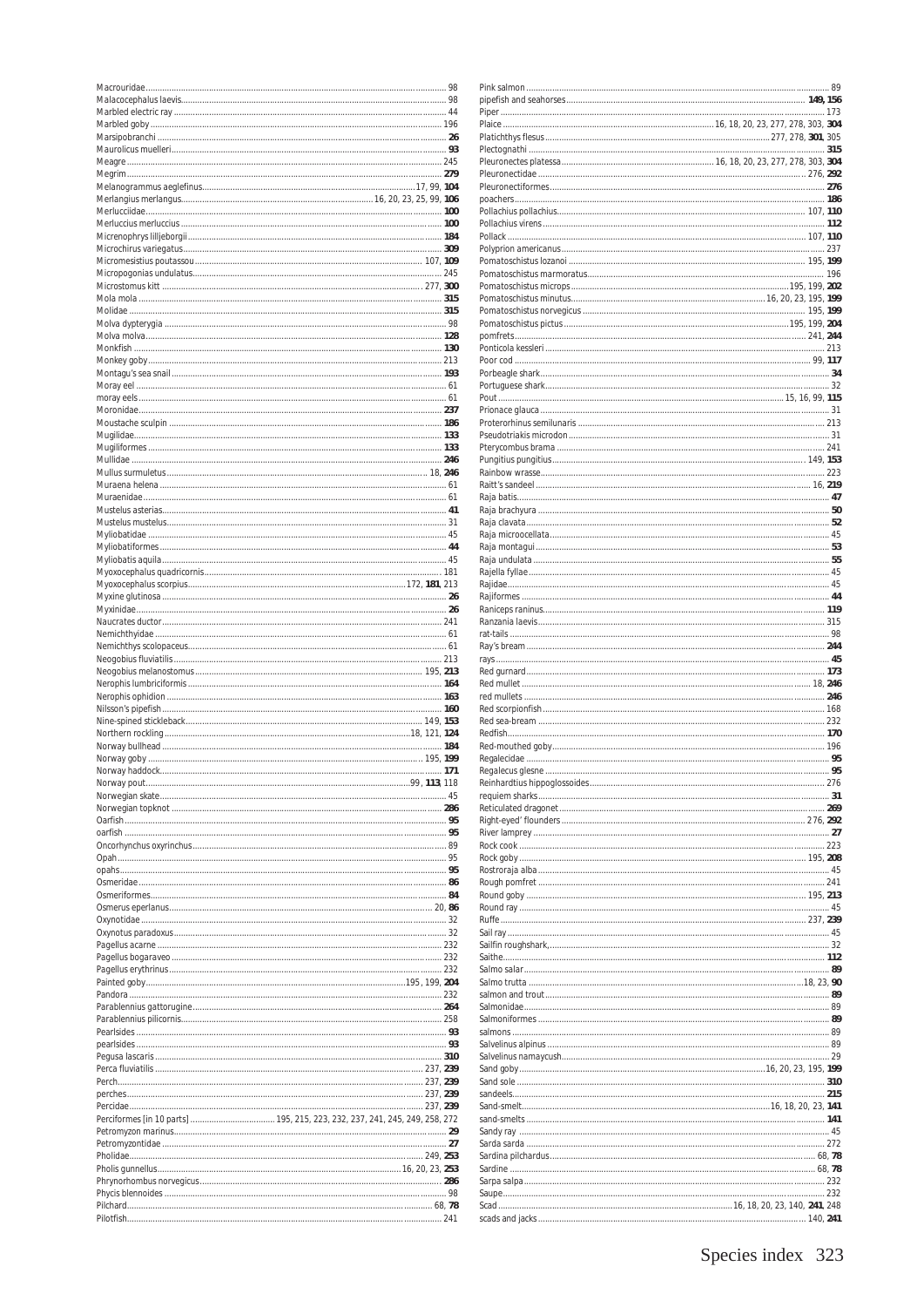Macrouridae ... 98
Malacocephalus laevis ... 98
Marbled electric ray ... 44
Marbled goby ... 196
Marsipobranchi ... **26**
Maurolicus muelleri ... **93**
Meagre ... 245
Megrim ... **279**
Melanogrammus aeglefinus ... 17, 99, **104**
Merlangius merlangus ... 16, 20, 23, 25, 99, **106**
Merlucciidae ... **100**
Merluccius merluccius ... **100**
Micrenophrys lilljeborgii ... **184**
Microchirus variegatus ... **309**
Micromesistius poutassou ... 107, **109**
Micropogonias undulatus ... 245
Microstomus kitt ... 277, **300**
Mola mola ... **315**
Molidae ... **315**
Molva dypterygia ... 98
Molva molva ... **128**
Monkfish ... **130**
Monkey goby ... 213
Montagu's sea snail ... **193**
Moray eel ... 61
moray eels ... 61
Moronidae ... **237**
Moustache sculpin ... **186**
Mugilidae ... **133**
Mugiliformes ... **133**
Mullidae ... **246**
Mullus surmuletus ... 18, **246**
Muraena helena ... 61
Muraenidae ... 61
Mustelus asterias ... **41**
Mustelus mustelus ... 31
Myliobatidae ... 45
Myliobatiformes ... **44**
Myliobatis aquila ... 45
Myoxocephalus quadricornis ... 181
Myoxocephalus scorpius ... 172, **181**, 213
Myxine glutinosa ... **26**
Myxinidae ... **26**
Naucrates ductor ... 241
Nemichthyidae ... 61
Nemichthys scolopaceus ... 61
Neogobius fluviatilis ... 213
Neogobius melanostomus ... 195, **213**
Nerophis lumbriciformis ... **164**
Nerophis ophidion ... **163**
Nilsson's pipefish ... **160**
Nine-spined stickleback ... 149, **153**
Northern rockling ... 18, 121, **124**
Norway bullhead ... **184**
Norway goby ... 195, **199**
Norway haddock ... **171**
Norway pout ... 99, **113**, 118
Norwegian skate ... 45
Norwegian topknot ... **286**
Oarfish ... **95**
oarfish ... **95**
Oncorhynchus oxyrinchus ... 89
Opah ... 95
opahs ... **95**
Osmeridae ... **86**
Osmeriformes ... **84**
Osmerus eperlanus ... 20, **86**
Oxynotidae ... 32
Oxynotus paradoxus ... 32
Pagellus acarne ... 232
Pagellus bogaraveo ... 232
Pagellus erythrinus ... 232
Painted goby ... 195, 199, **204**
Pandora ... 232
Parablennius gattorugine ... **264**
Parablennius pilicornis ... 258
Pearlsides ... **93**
pearlsides ... **93**
Pegusa lascaris ... **310**
Perca fluviatilis ... 237, **239**
Perch ... 237, **239**
perches ... 237, **239**
Percidae ... 237, **239**
Perciformes [in 10 parts] ... 195, 215, 223, 232, 237, 241, 245, 249, 258, 272
Petromyzon marinus ... **29**
Petromyzontidae ... **27**
Pholidae ... 249, **253**
Pholis gunnellus ... 16, 20, 23, **253**
Phrynorhombus norvegicus ... **286**
Phycis blennoides ... 98
Pilchard ... 68, **78**
Pilotfish ... 241
Pink salmon ... 89
pipefish and seahorses ... **149, 156**
Piper ... 173
Plaice ... 16, 18, 20, 23, 277, 278, 303, **304**
Platichthys flesus ... 277, 278, **301**, 305
Plectognathi ... **315**
Pleuronectes platessa ... 16, 18, 20, 23, 277, 278, 303, **304**
Pleuronectidae ... 276, **292**
Pleuronectiformes ... **276**
poachers ... **186**
Pollachius pollachius ... 107, **110**
Pollachius virens ... **112**
Pollack ... 107, **110**
Polyprion americanus ... 237
Pomatoschistus lozanoi ... 195, **199**
Pomatoschistus marmoratus ... 196
Pomatoschistus microps ... 195, 199, **202**
Pomatoschistus minutus ... 16, 20, 23, 195, **199**
Pomatoschistus norvegicus ... 195, **199**
Pomatoschistus pictus ... 195, 199, **204**
pomfrets ... 241, **244**
Ponticola kessleri ... 213
Poor cod ... 99, **117**
Porbeagle shark ... **34**
Portuguese shark ... 32
Pout ... 15, 16, 99, **115**
Prionace glauca ... 31
Proterorhinus semilunaris ... 213
Pseudotriakis microdon ... 31
Pterycombus brama ... 241
Pungitius pungitius ... 149, **153**
Rainbow wrasse ... 223
Raitt's sandeel ... 16, **219**
Raja batis ... **47**
Raja brachyura ... **50**
Raja clavata ... **52**
Raja microocellata ... 45
Raja montagui ... **53**
Raja undulata ... **55**
Rajella fyllae ... 45
Rajidae ... 45
Rajiformes ... **44**
Raniceps raninus ... **119**
Ranzania laevis ... 315
rat-tails ... 98
Ray's bream ... **244**
rays ... **45**
Red gurnard ... **173**
Red mullet ... 18, **246**
red mullets ... **246**
Red scorpionfish ... 168
Red sea-bream ... 232
Redfish ... **170**
Red-mouthed goby ... 196
Regalecidae ... **95**
Regalecus glesne ... **95**
Reinhardtius hippoglossoides ... 276
requiem sharks ... **31**
Reticulated dragonet ... **269**
Right-eyed' flounders ... 276, **292**
River lamprey ... **27**
Rock cook ... 223
Rock goby ... 195, **208**
Rostroraja alba ... 45
Rough pomfret ... 241
Round goby ... 195, **213**
Round ray ... 45
Ruffe ... 237, **239**
Sail ray ... 45
Sailfin roughshark ... 32
Saithe ... **112**
Salmo salar ... **89**
Salmo trutta ... 18, 23, **90**
salmon and trout ... **89**
Salmonidae ... 89
Salmoniformes ... **89**
salmons ... 89
Salvelinus alpinus ... 89
Salvelinus namaycush ... 29
Sand goby ... 16, 20, 23, 195, **199**
Sand sole ... **310**
sandeels ... **215**
Sand-smelt ... 16, 18, 20, 23, **141**
sand-smelts ... **141**
Sandy ray ... 45
Sarda sarda ... 272
Sardina pilchardus ... 68, **78**
Sardine ... 68, **78**
Sarpa salpa ... 232
Saupe ... 232
Scad ... 16, 18, 20, 23, 140, **241**, 248
scads and jacks ... 140, **241**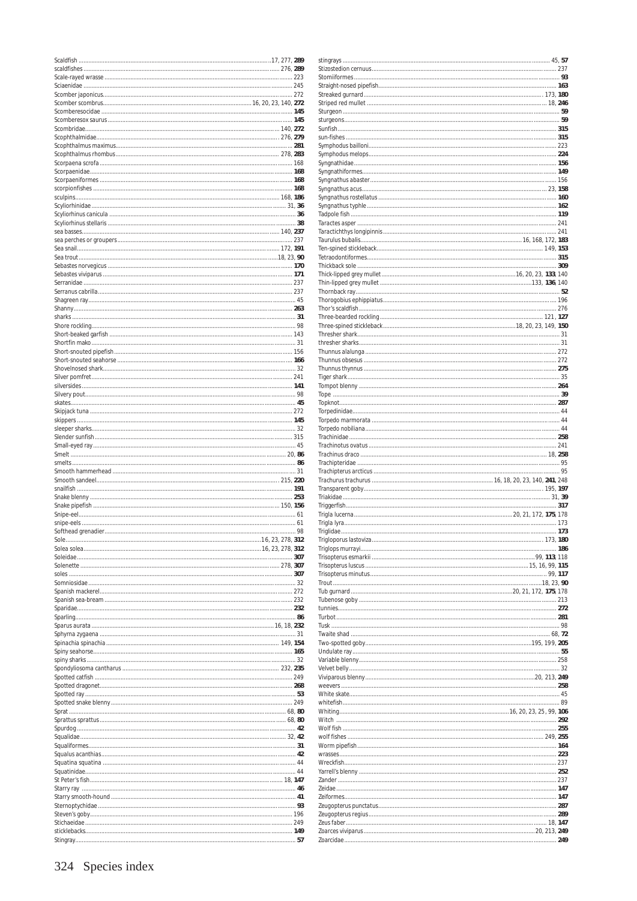Scaldfish ...17, 277, **289**
scaldfishes ... 276, **289**
Scale-rayed wrasse ... 223
Sciaenidae ... 245
Scomber japonicus ... 272
Scomber scombrus ... 16, 20, 23, 140, **272**
Scomberesocidae ... **145**
Scomberesox saurus ... **145**
Scombridae ... 140, **272**
Scophthalmidae ... 276, **279**
Scophthalmus maximus ... **281**
Scophthalmus rhombus ... 278, **283**
Scorpaena scrofa ... 168
Scorpaenidae ... **168**
Scorpaeniformes ... **168**
scorpionfishes ... **168**
sculpins ... 168, **186**
Scyliorhinidae ... 31, **36**
Scyliorhinus canicula ... **36**
Scyliorhinus stellaris ... **38**
sea basses ... 140, **237**
sea perches or groupers ... 237
Sea snail ... 172, **191**
Sea trout ... 18, 23, **90**
Sebastes norvegicus ... **170**
Sebastes viviparus ... **171**
Serranidae ... 237
Serranus cabrilla ... 237
Shagreen ray ... 45
Shanny ... **263**
sharks ... **31**
Shore rockling ... 98
Short-beaked garfish ... 143
Shortfin mako ... 31
Short-snouted pipefish ... 156
Short-snouted seahorse ... **166**
Shovelnosed shark ... 32
Silver pomfret ... 241
silversides ... **141**
Silvery pout ... 98
skates ... **45**
Skipjack tuna ... 272
skippers ... **145**
sleeper sharks ... 32
Slender sunfish ... 315
Small-eyed ray ... 45
Smelt ... 20, **86**
smelts ... **86**
Smooth hammerhead ... 31
Smooth sandeel ... 215, **220**
snailfish ... **191**
Snake blenny ... **253**
Snake pipefish ... 150, **156**
Snipe-eel ... 61
snipe-eels ... 61
Softhead grenadier ... 98
Sole ... 16, 23, 278, **312**
Solea solea ... 16, 23, 278, **312**
Soleidae ... **307**
Solenette ... 278, **307**
soles ... **307**
Somniosidae ... 32
Spanish mackerel ... 272
Spanish sea-bream ... 232
Sparidae ... **232**
Sparling ... **86**
Sparus aurata ... 16, 18, **232**
Sphyrna zygaena ... 31
Spinachia spinachia ... 149, **154**
Spiny seahorse ... **165**
spiny sharks ... 32
Spondyliosoma cantharus ... 232, **235**
Spotted catfish ... 249
Spotted dragonet ... **268**
Spotted ray ... **53**
Spotted snake blenny ... 249
Sprat ... 68, **80**
Sprattus sprattus ... 68, **80**
Spurdog ... **42**
Squalidae ... 32, **42**
Squaliformes ... **31**
Squalus acanthias ... **42**
Squatina squatina ... 44
Squatinidae ... 44
St Peter's fish ... 18, **147**
Starry ray ... **46**
Starry smooth-hound ... **41**
Sternoptychidae ... **93**
Steven's goby ... 196
Stichaeidae ... 249
sticklebacks ... **149**
Stingray ... **57**
stingrays ... 45, **57**
Stizostedion cernuus ... 237
Stomiiformes ... **93**
Straight-nosed pipefish ... **163**
Streaked gurnard ... 173, **180**
Striped red mullet ... 18, **246**
Sturgeon ... **59**
sturgeons ... **59**
Sunfish ... **315**
sun-fishes ... **315**
Symphodus bailloni ... 223
Symphodus melops ... **224**
Syngnathidae ... **156**
Syngnathiformes ... **149**
Syngnathus abaster ... 156
Syngnathus acus ... 23, **158**
Syngnathus rostellatus ... **160**
Syngnathus typhle ... **162**
Tadpole fish ... **119**
Taractes asper ... 241
Taractichthys longipinnis ... 241
Taurulus bubalis ... 16, 168, 172, **183**
Ten-spined stickleback ... 149, **153**
Tetraodontiformes ... **315**
Thickback sole ... **309**
Thick-lipped grey mullet ... 16, 20, 23, **133**, 140
Thin-lipped grey mullet ... 133, **136**, 140
Thornback ray ... **52**
Thorogobius ephippiatus ... 196
Thor's scaldfish ... 276
Three-bearded rockling ... 121, **127**
Three-spined stickleback ... 18, 20, 23, 149, **150**
Thresher shark ... 31
thresher sharks ... 31
Thunnus alalunga ... 272
Thunnus obsesus ... 272
Thunnus thynnus ... **275**
Tiger shark ... 35
Tompot blenny ... **264**
Tope ... **39**
Topknot ... **287**
Torpedinidae ... 44
Torpedo marmorata ... 44
Torpedo nobiliana ... 44
Trachinidae ... **258**
Trachinotus ovatus ... 241
Trachinus draco ... 18, **258**
Trachipteridae ... 95
Trachipterus arcticus ... 95
Trachurus trachurus ... 16, 18, 20, 23, 140, **241**, 248
Transparent goby ... 195, **197**
Triakidae ... 31, **39**
Triggerfish ... **317**
Trigla lucerna ... 20, 21, 172, **175**, 178
Trigla lyra ... 173
Triglidae ... **173**
Trigloporus lastoviza ... 173, **180**
Triglops murrayi ... **186**
Trisopterus esmarkii ... 99, **113**, 118
Trisopterus luscus ... 15, 16, 99, **115**
Trisopterus minutus ... 99, **117**
Trout ... 18, 23, **90**
Tub gurnard ... 20, 21, 172, **175**, 178
Tubenose goby ... 213
tunnies ... **272**
Turbot ... **281**
Tusk ... 98
Twaite shad ... 68, **72**
Two-spotted goby ... 195, 199, **205**
Undulate ray ... **55**
Variable blenny ... 258
Velvet belly ... 32
Viviparous blenny ... 20, 213, **249**
weevers ... **258**
White skate ... 45
whitefish ... 89
Whiting ... 16, 20, 23, 25, 99, **106**
Witch ... **292**
Wolf fish ... **255**
wolf fishes ... 249, **255**
Worm pipefish ... **164**
wrasses ... **223**
Wreckfish ... 237
Yarrell's blenny ... **252**
Zander ... 237
Zeidae ... **147**
Zeiformes ... **147**
Zeugopterus punctatus ... **287**
Zeugopterus regius ... **289**
Zeus faber ... 18, **147**
Zoarces viviparus ... 20, 213, **249**
Zoarcidae ... **249**